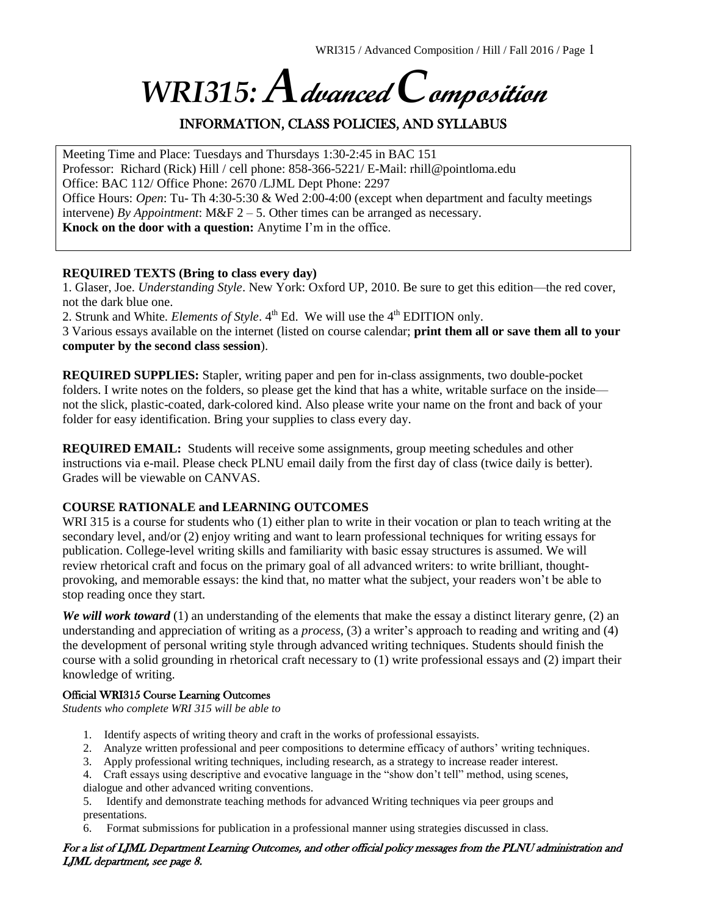# WRI315: Advanced Composition

## INFORMATION, CLASS POLICIES, AND SYLLABUS

Meeting Time and Place: Tuesdays and Thursdays 1:30-2:45 in BAC 151
Professor: Richard (Rick) Hill / cell phone: 858-366-5221/ E-Mail: rhill@pointloma.edu
Office: BAC 112/ Office Phone: 2670 /LJML Dept Phone: 2297
Office Hours: *Open*: Tu- Th 4:30-5:30 & Wed 2:00-4:00 (except when department and faculty meetings intervene) *By Appointment*: M&F 2 – 5. Other times can be arranged as necessary.
**Knock on the door with a question:** Anytime I'm in the office.

**REQUIRED TEXTS (Bring to class every day)**

1. Glaser, Joe. *Understanding Style*. New York: Oxford UP, 2010. Be sure to get this edition—the red cover, not the dark blue one.
2. Strunk and White. *Elements of Style*. 4th Ed. We will use the 4th EDITION only.
3 Various essays available on the internet (listed on course calendar; **print them all or save them all to your computer by the second class session**).

**REQUIRED SUPPLIES:** Stapler, writing paper and pen for in-class assignments, two double-pocket folders. I write notes on the folders, so please get the kind that has a white, writable surface on the inside—not the slick, plastic-coated, dark-colored kind. Also please write your name on the front and back of your folder for easy identification. Bring your supplies to class every day.

**REQUIRED EMAIL:** Students will receive some assignments, group meeting schedules and other instructions via e-mail. Please check PLNU email daily from the first day of class (twice daily is better). Grades will be viewable on CANVAS.

**COURSE RATIONALE and LEARNING OUTCOMES**

WRI 315 is a course for students who (1) either plan to write in their vocation or plan to teach writing at the secondary level, and/or (2) enjoy writing and want to learn professional techniques for writing essays for publication. College-level writing skills and familiarity with basic essay structures is assumed. We will review rhetorical craft and focus on the primary goal of all advanced writers: to write brilliant, thought-provoking, and memorable essays: the kind that, no matter what the subject, your readers won't be able to stop reading once they start.

***We will work toward*** (1) an understanding of the elements that make the essay a distinct literary genre, (2) an understanding and appreciation of writing as a *process*, (3) a writer's approach to reading and writing and (4) the development of personal writing style through advanced writing techniques. Students should finish the course with a solid grounding in rhetorical craft necessary to (1) write professional essays and (2) impart their knowledge of writing.

**Official WRI315 Course Learning Outcomes**

*Students who complete WRI 315 will be able to*

1. Identify aspects of writing theory and craft in the works of professional essayists.
2. Analyze written professional and peer compositions to determine efficacy of authors' writing techniques.
3. Apply professional writing techniques, including research, as a strategy to increase reader interest.
4. Craft essays using descriptive and evocative language in the "show don't tell" method, using scenes, dialogue and other advanced writing conventions.
5. Identify and demonstrate teaching methods for advanced Writing techniques via peer groups and presentations.
6. Format submissions for publication in a professional manner using strategies discussed in class.

***For a list of LJML Department Learning Outcomes, and other official policy messages from the PLNU administration and LJML department, see page 8.***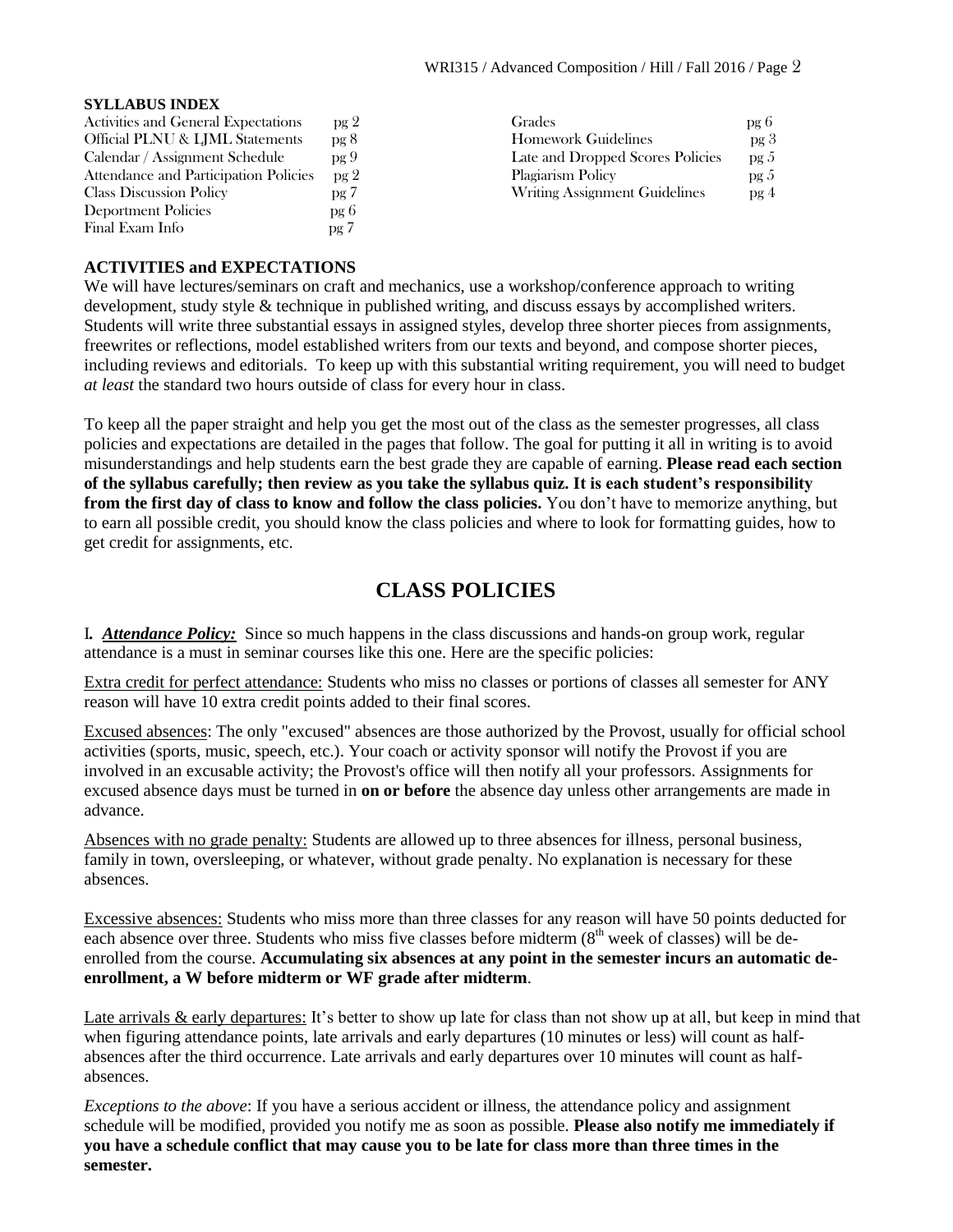**SYLLABUS INDEX**

| | | | |
|---|---|---|---|
| Activities and General Expectations | pg 2 | Grades | pg 6 |
| Official PLNU & LJML Statements | pg 8 | Homework Guidelines | pg 3 |
| Calendar / Assignment Schedule | pg 9 | Late and Dropped Scores Policies | pg 5 |
| Attendance and Participation Policies | pg 2 | Plagiarism Policy | pg 5 |
| Class Discussion Policy | pg 7 | Writing Assignment Guidelines | pg 4 |
| Deportment Policies | pg 6 | | |
| Final Exam Info | pg 7 | | |

**ACTIVITIES and EXPECTATIONS**

We will have lectures/seminars on craft and mechanics, use a workshop/conference approach to writing development, study style & technique in published writing, and discuss essays by accomplished writers. Students will write three substantial essays in assigned styles, develop three shorter pieces from assignments, freewrites or reflections, model established writers from our texts and beyond, and compose shorter pieces, including reviews and editorials. To keep up with this substantial writing requirement, you will need to budget *at least* the standard two hours outside of class for every hour in class.

To keep all the paper straight and help you get the most out of the class as the semester progresses, all class policies and expectations are detailed in the pages that follow. The goal for putting it all in writing is to avoid misunderstandings and help students earn the best grade they are capable of earning. **Please read each section of the syllabus carefully; then review as you take the syllabus quiz. It is each student's responsibility from the first day of class to know and follow the class policies.** You don't have to memorize anything, but to earn all possible credit, you should know the class policies and where to look for formatting guides, how to get credit for assignments, etc.

## CLASS POLICIES

**I.** ***Attendance Policy:*** Since so much happens in the class discussions and hands-on group work, regular attendance is a must in seminar courses like this one. Here are the specific policies:

Extra credit for perfect attendance: Students who miss no classes or portions of classes all semester for ANY reason will have 10 extra credit points added to their final scores.

Excused absences: The only "excused" absences are those authorized by the Provost, usually for official school activities (sports, music, speech, etc.). Your coach or activity sponsor will notify the Provost if you are involved in an excusable activity; the Provost's office will then notify all your professors. Assignments for excused absence days must be turned in **on or before** the absence day unless other arrangements are made in advance.

Absences with no grade penalty: Students are allowed up to three absences for illness, personal business, family in town, oversleeping, or whatever, without grade penalty. No explanation is necessary for these absences.

Excessive absences: Students who miss more than three classes for any reason will have 50 points deducted for each absence over three. Students who miss five classes before midterm (8th week of classes) will be de-enrolled from the course. **Accumulating six absences at any point in the semester incurs an automatic de-enrollment, a W before midterm or WF grade after midterm**.

Late arrivals & early departures: It's better to show up late for class than not show up at all, but keep in mind that when figuring attendance points, late arrivals and early departures (10 minutes or less) will count as half-absences after the third occurrence. Late arrivals and early departures over 10 minutes will count as half-absences.

*Exceptions to the above*: If you have a serious accident or illness, the attendance policy and assignment schedule will be modified, provided you notify me as soon as possible. **Please also notify me immediately if you have a schedule conflict that may cause you to be late for class more than three times in the semester.**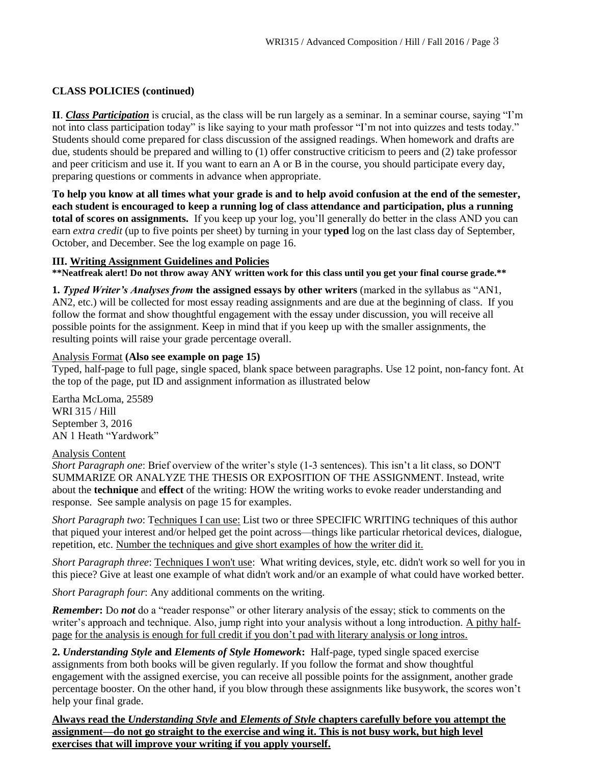**CLASS POLICIES (continued)**

**II**. ***Class Participation*** is crucial, as the class will be run largely as a seminar. In a seminar course, saying "I'm not into class participation today" is like saying to your math professor "I'm not into quizzes and tests today." Students should come prepared for class discussion of the assigned readings. When homework and drafts are due, students should be prepared and willing to (1) offer constructive criticism to peers and (2) take professor and peer criticism and use it. If you want to earn an A or B in the course, you should participate every day, preparing questions or comments in advance when appropriate.

**To help you know at all times what your grade is and to help avoid confusion at the end of the semester, each student is encouraged to keep a running log of class attendance and participation, plus a running total of scores on assignments.** If you keep up your log, you'll generally do better in the class AND you can earn *extra credit* (up to five points per sheet) by turning in your t**yped** log on the last class day of September, October, and December. See the log example on page 16.

**III. Writing Assignment Guidelines and Policies**

**\*\*Neatfreak alert! Do not throw away ANY written work for this class until you get your final course grade.\*\***

**1.** ***Typed Writer's Analyses from*** **the assigned essays by other writers** (marked in the syllabus as "AN1, AN2, etc.) will be collected for most essay reading assignments and are due at the beginning of class. If you follow the format and show thoughtful engagement with the essay under discussion, you will receive all possible points for the assignment. Keep in mind that if you keep up with the smaller assignments, the resulting points will raise your grade percentage overall.

Analysis Format **(Also see example on page 15)**

Typed, half-page to full page, single spaced, blank space between paragraphs. Use 12 point, non-fancy font. At the top of the page, put ID and assignment information as illustrated below

Eartha McLoma, 25589
WRI 315 / Hill
September 3, 2016
AN 1 Heath "Yardwork"

Analysis Content

*Short Paragraph one*: Brief overview of the writer's style (1-3 sentences). This isn't a lit class, so DON'T SUMMARIZE OR ANALYZE THE THESIS OR EXPOSITION OF THE ASSIGNMENT. Instead, write about the **technique** and **effect** of the writing: HOW the writing works to evoke reader understanding and response. See sample analysis on page 15 for examples.

*Short Paragraph two*: Techniques I can use: List two or three SPECIFIC WRITING techniques of this author that piqued your interest and/or helped get the point across—things like particular rhetorical devices, dialogue, repetition, etc. Number the techniques and give short examples of how the writer did it.

*Short Paragraph three*: Techniques I won't use: What writing devices, style, etc. didn't work so well for you in this piece? Give at least one example of what didn't work and/or an example of what could have worked better.

*Short Paragraph four*: Any additional comments on the writing.

***Remember*****:** Do ***not*** do a "reader response" or other literary analysis of the essay; stick to comments on the writer's approach and technique. Also, jump right into your analysis without a long introduction. A pithy half-page for the analysis is enough for full credit if you don't pad with literary analysis or long intros.

**2.** ***Understanding Style*** **and** ***Elements of Style*** **Homework:** Half-page, typed single spaced exercise assignments from both books will be given regularly. If you follow the format and show thoughtful engagement with the assigned exercise, you can receive all possible points for the assignment, another grade percentage booster. On the other hand, if you blow through these assignments like busywork, the scores won't help your final grade.

**Always read the *Understanding Style* and *Elements of Style* chapters carefully before you attempt the assignment—do not go straight to the exercise and wing it. This is not busy work, but high level exercises that will improve your writing if you apply yourself.**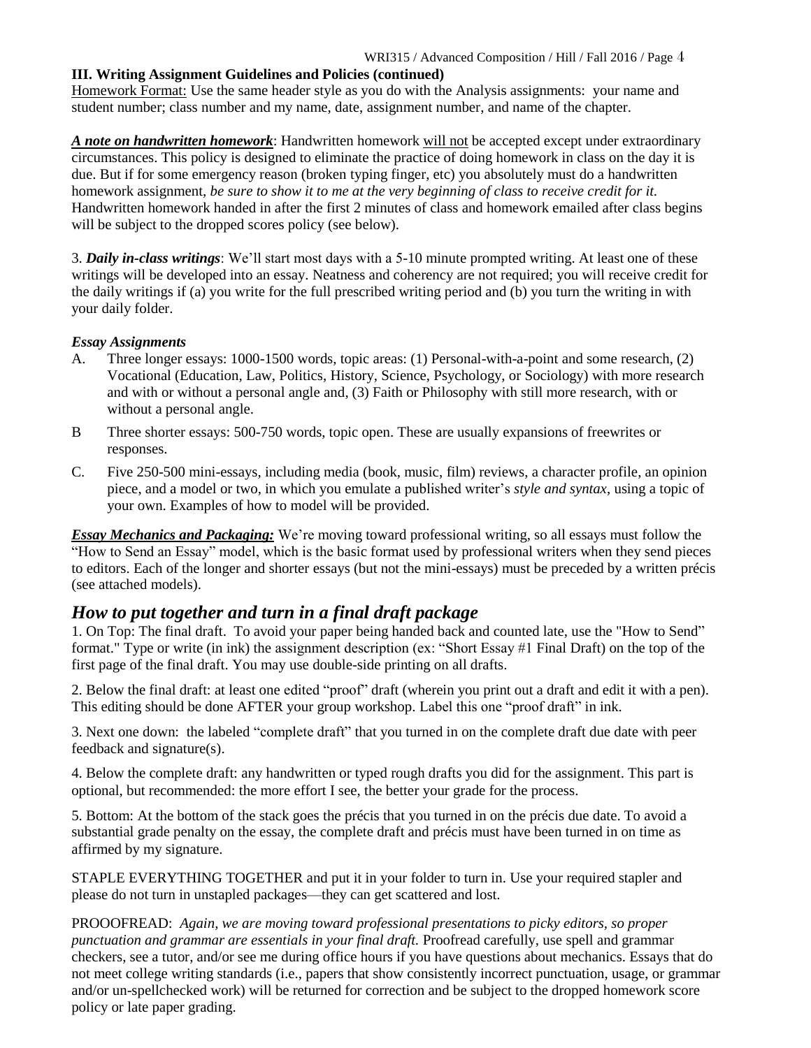**III. Writing Assignment Guidelines and Policies (continued)**

Homework Format: Use the same header style as you do with the Analysis assignments: your name and student number; class number and my name, date, assignment number, and name of the chapter.

***A note on handwritten homework***: Handwritten homework will not be accepted except under extraordinary circumstances. This policy is designed to eliminate the practice of doing homework in class on the day it is due. But if for some emergency reason (broken typing finger, etc) you absolutely must do a handwritten homework assignment, *be sure to show it to me at the very beginning of class to receive credit for it.* Handwritten homework handed in after the first 2 minutes of class and homework emailed after class begins will be subject to the dropped scores policy (see below).

3. ***Daily in-class writings***: We'll start most days with a 5-10 minute prompted writing. At least one of these writings will be developed into an essay. Neatness and coherency are not required; you will receive credit for the daily writings if (a) you write for the full prescribed writing period and (b) you turn the writing in with your daily folder.

***Essay Assignments***

A. Three longer essays: 1000-1500 words, topic areas: (1) Personal-with-a-point and some research, (2) Vocational (Education, Law, Politics, History, Science, Psychology, or Sociology) with more research and with or without a personal angle and, (3) Faith or Philosophy with still more research, with or without a personal angle.

B Three shorter essays: 500-750 words, topic open. These are usually expansions of freewrites or responses.

C. Five 250-500 mini-essays, including media (book, music, film) reviews, a character profile, an opinion piece, and a model or two, in which you emulate a published writer's *style and syntax*, using a topic of your own. Examples of how to model will be provided.

***Essay Mechanics and Packaging:*** We're moving toward professional writing, so all essays must follow the "How to Send an Essay" model, which is the basic format used by professional writers when they send pieces to editors. Each of the longer and shorter essays (but not the mini-essays) must be preceded by a written précis (see attached models).

## *How to put together and turn in a final draft package*

1. On Top: The final draft. To avoid your paper being handed back and counted late, use the "How to Send" format." Type or write (in ink) the assignment description (ex: "Short Essay #1 Final Draft) on the top of the first page of the final draft. You may use double-side printing on all drafts.

2. Below the final draft: at least one edited "proof" draft (wherein you print out a draft and edit it with a pen). This editing should be done AFTER your group workshop. Label this one "proof draft" in ink.

3. Next one down: the labeled "complete draft" that you turned in on the complete draft due date with peer feedback and signature(s).

4. Below the complete draft: any handwritten or typed rough drafts you did for the assignment. This part is optional, but recommended: the more effort I see, the better your grade for the process.

5. Bottom: At the bottom of the stack goes the précis that you turned in on the précis due date. To avoid a substantial grade penalty on the essay, the complete draft and précis must have been turned in on time as affirmed by my signature.

STAPLE EVERYTHING TOGETHER and put it in your folder to turn in. Use your required stapler and please do not turn in unstapled packages—they can get scattered and lost.

PROOOFREAD: *Again, we are moving toward professional presentations to picky editors, so proper punctuation and grammar are essentials in your final draft.* Proofread carefully, use spell and grammar checkers, see a tutor, and/or see me during office hours if you have questions about mechanics. Essays that do not meet college writing standards (i.e., papers that show consistently incorrect punctuation, usage, or grammar and/or un-spellchecked work) will be returned for correction and be subject to the dropped homework score policy or late paper grading.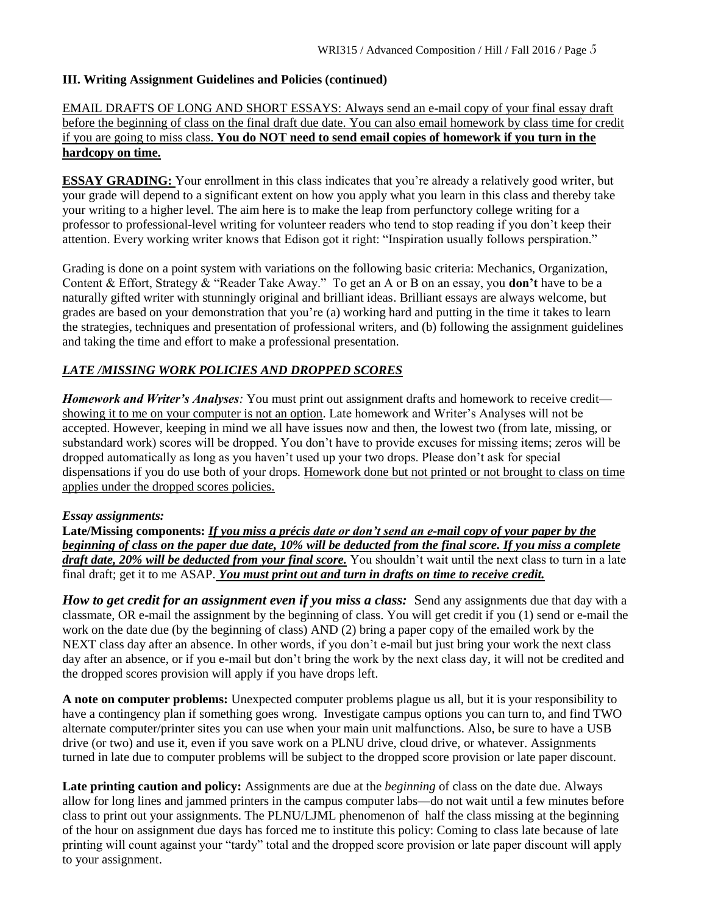### III. Writing Assignment Guidelines and Policies (continued)

EMAIL DRAFTS OF LONG AND SHORT ESSAYS: Always send an e-mail copy of your final essay draft before the beginning of class on the final draft due date. You can also email homework by class time for credit if you are going to miss class. **You do NOT need to send email copies of homework if you turn in the hardcopy on time.**

**ESSAY GRADING:** Your enrollment in this class indicates that you're already a relatively good writer, but your grade will depend to a significant extent on how you apply what you learn in this class and thereby take your writing to a higher level. The aim here is to make the leap from perfunctory college writing for a professor to professional-level writing for volunteer readers who tend to stop reading if you don't keep their attention. Every working writer knows that Edison got it right: "Inspiration usually follows perspiration."

Grading is done on a point system with variations on the following basic criteria: Mechanics, Organization, Content & Effort, Strategy & "Reader Take Away." To get an A or B on an essay, you **don't** have to be a naturally gifted writer with stunningly original and brilliant ideas. Brilliant essays are always welcome, but grades are based on your demonstration that you're (a) working hard and putting in the time it takes to learn the strategies, techniques and presentation of professional writers, and (b) following the assignment guidelines and taking the time and effort to make a professional presentation.

***LATE /MISSING WORK POLICIES AND DROPPED SCORES***

***Homework and Writer's Analyses:*** You must print out assignment drafts and homework to receive credit—showing it to me on your computer is not an option. Late homework and Writer's Analyses will not be accepted. However, keeping in mind we all have issues now and then, the lowest two (from late, missing, or substandard work) scores will be dropped. You don't have to provide excuses for missing items; zeros will be dropped automatically as long as you haven't used up your two drops. Please don't ask for special dispensations if you do use both of your drops. Homework done but not printed or not brought to class on time applies under the dropped scores policies.

*Essay assignments:*

**Late/Missing components:** ***If you miss a précis date or don't send an e-mail copy of your paper by the beginning of class on the paper due date, 10% will be deducted from the final score. If you miss a complete draft date, 20% will be deducted from your final score.*** You shouldn't wait until the next class to turn in a late final draft; get it to me ASAP. ***You must print out and turn in drafts on time to receive credit.***

***How to get credit for an assignment even if you miss a class:*** Send any assignments due that day with a classmate, OR e-mail the assignment by the beginning of class. You will get credit if you (1) send or e-mail the work on the date due (by the beginning of class) AND (2) bring a paper copy of the emailed work by the NEXT class day after an absence. In other words, if you don't e-mail but just bring your work the next class day after an absence, or if you e-mail but don't bring the work by the next class day, it will not be credited and the dropped scores provision will apply if you have drops left.

**A note on computer problems:** Unexpected computer problems plague us all, but it is your responsibility to have a contingency plan if something goes wrong. Investigate campus options you can turn to, and find TWO alternate computer/printer sites you can use when your main unit malfunctions. Also, be sure to have a USB drive (or two) and use it, even if you save work on a PLNU drive, cloud drive, or whatever. Assignments turned in late due to computer problems will be subject to the dropped score provision or late paper discount.

**Late printing caution and policy:** Assignments are due at the *beginning* of class on the date due. Always allow for long lines and jammed printers in the campus computer labs—do not wait until a few minutes before class to print out your assignments. The PLNU/LJML phenomenon of half the class missing at the beginning of the hour on assignment due days has forced me to institute this policy: Coming to class late because of late printing will count against your "tardy" total and the dropped score provision or late paper discount will apply to your assignment.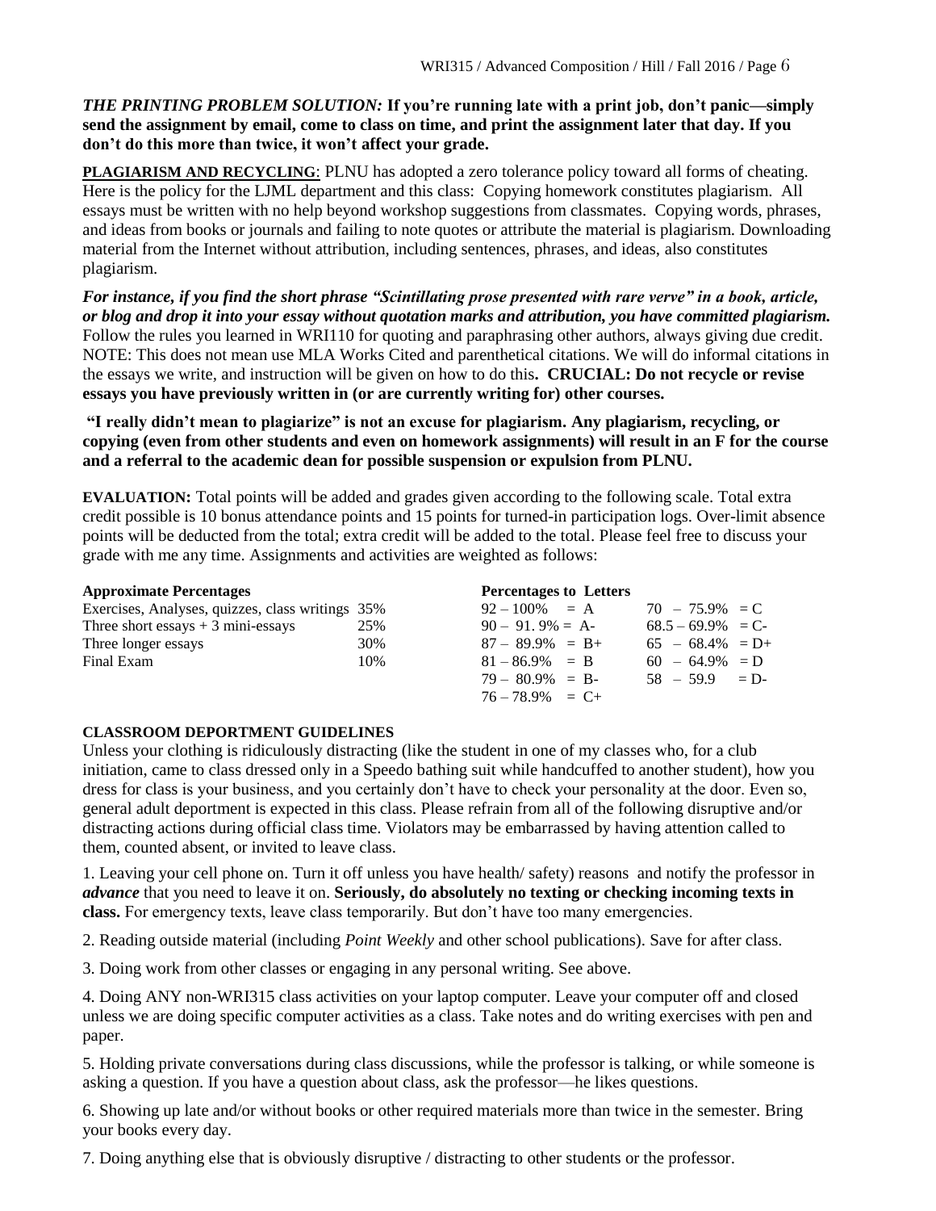***THE PRINTING PROBLEM SOLUTION:*** **If you're running late with a print job, don't panic—simply send the assignment by email, come to class on time, and print the assignment later that day. If you don't do this more than twice, it won't affect your grade.**

**PLAGIARISM AND RECYCLING**: PLNU has adopted a zero tolerance policy toward all forms of cheating. Here is the policy for the LJML department and this class: Copying homework constitutes plagiarism. All essays must be written with no help beyond workshop suggestions from classmates. Copying words, phrases, and ideas from books or journals and failing to note quotes or attribute the material is plagiarism. Downloading material from the Internet without attribution, including sentences, phrases, and ideas, also constitutes plagiarism.

***For instance, if you find the short phrase "Scintillating prose presented with rare verve" in a book, article, or blog and drop it into your essay without quotation marks and attribution, you have committed plagiarism.*** Follow the rules you learned in WRI110 for quoting and paraphrasing other authors, always giving due credit. NOTE: This does not mean use MLA Works Cited and parenthetical citations. We will do informal citations in the essays we write, and instruction will be given on how to do this**. CRUCIAL: Do not recycle or revise essays you have previously written in (or are currently writing for) other courses.**

**"I really didn't mean to plagiarize" is not an excuse for plagiarism. Any plagiarism, recycling, or copying (even from other students and even on homework assignments) will result in an F for the course and a referral to the academic dean for possible suspension or expulsion from PLNU.**

**EVALUATION:** Total points will be added and grades given according to the following scale. Total extra credit possible is 10 bonus attendance points and 15 points for turned-in participation logs. Over-limit absence points will be deducted from the total; extra credit will be added to the total. Please feel free to discuss your grade with me any time. Assignments and activities are weighted as follows:

| **Approximate Percentages** | |
|---|---|
| Exercises, Analyses, quizzes, class writings | 35% |
| Three short essays + 3 mini-essays | 25% |
| Three longer essays | 30% |
| Final Exam | 10% |

| **Percentages to Letters** | | | |
|---|---|---|---|
| 92 – 100% | = A | 70 – 75.9% | = C |
| 90 – 91. 9% | = A- | 68.5 – 69.9% | = C- |
| 87 – 89.9% | = B+ | 65 – 68.4% | = D+ |
| 81 – 86.9% | = B | 60 – 64.9% | = D |
| 79 – 80.9% | = B- | 58 – 59.9 | = D- |
| 76 – 78.9% | = C+ | | |

**CLASSROOM DEPORTMENT GUIDELINES**

Unless your clothing is ridiculously distracting (like the student in one of my classes who, for a club initiation, came to class dressed only in a Speedo bathing suit while handcuffed to another student), how you dress for class is your business, and you certainly don't have to check your personality at the door. Even so, general adult deportment is expected in this class. Please refrain from all of the following disruptive and/or distracting actions during official class time. Violators may be embarrassed by having attention called to them, counted absent, or invited to leave class.

1. Leaving your cell phone on. Turn it off unless you have health/ safety) reasons and notify the professor in ***advance*** that you need to leave it on. **Seriously, do absolutely no texting or checking incoming texts in class.** For emergency texts, leave class temporarily. But don't have too many emergencies.

2. Reading outside material (including *Point Weekly* and other school publications). Save for after class.

3. Doing work from other classes or engaging in any personal writing. See above.

4. Doing ANY non-WRI315 class activities on your laptop computer. Leave your computer off and closed unless we are doing specific computer activities as a class. Take notes and do writing exercises with pen and paper.

5. Holding private conversations during class discussions, while the professor is talking, or while someone is asking a question. If you have a question about class, ask the professor—he likes questions.

6. Showing up late and/or without books or other required materials more than twice in the semester. Bring your books every day.

7. Doing anything else that is obviously disruptive / distracting to other students or the professor.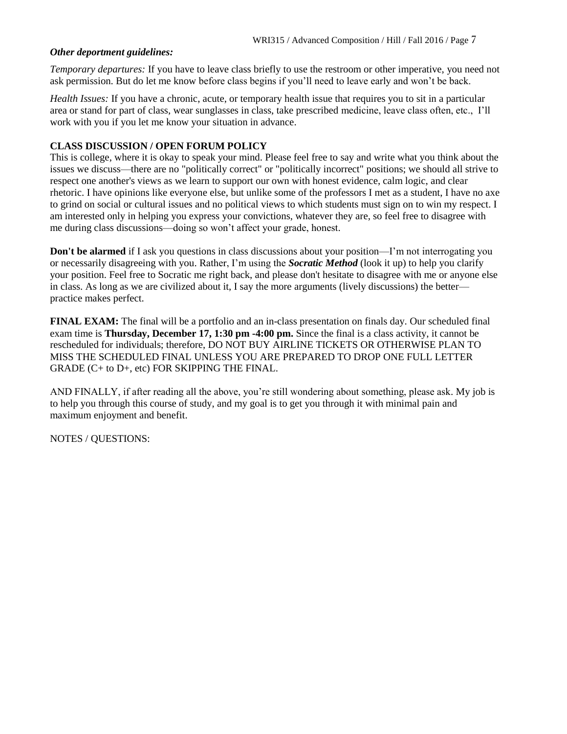***Other department guidelines:***

*Temporary departures:* If you have to leave class briefly to use the restroom or other imperative, you need not ask permission. But do let me know before class begins if you'll need to leave early and won't be back.

*Health Issues:* If you have a chronic, acute, or temporary health issue that requires you to sit in a particular area or stand for part of class, wear sunglasses in class, take prescribed medicine, leave class often, etc., I'll work with you if you let me know your situation in advance.

**CLASS DISCUSSION / OPEN FORUM POLICY**

This is college, where it is okay to speak your mind. Please feel free to say and write what you think about the issues we discuss—there are no "politically correct" or "politically incorrect" positions; we should all strive to respect one another's views as we learn to support our own with honest evidence, calm logic, and clear rhetoric. I have opinions like everyone else, but unlike some of the professors I met as a student, I have no axe to grind on social or cultural issues and no political views to which students must sign on to win my respect. I am interested only in helping you express your convictions, whatever they are, so feel free to disagree with me during class discussions—doing so won't affect your grade, honest.

**Don't be alarmed** if I ask you questions in class discussions about your position—I'm not interrogating you or necessarily disagreeing with you. Rather, I'm using the ***Socratic Method*** (look it up) to help you clarify your position. Feel free to Socratic me right back, and please don't hesitate to disagree with me or anyone else in class. As long as we are civilized about it, I say the more arguments (lively discussions) the better—practice makes perfect.

**FINAL EXAM:** The final will be a portfolio and an in-class presentation on finals day. Our scheduled final exam time is **Thursday, December 17, 1:30 pm -4:00 pm.** Since the final is a class activity, it cannot be rescheduled for individuals; therefore, DO NOT BUY AIRLINE TICKETS OR OTHERWISE PLAN TO MISS THE SCHEDULED FINAL UNLESS YOU ARE PREPARED TO DROP ONE FULL LETTER GRADE (C+ to D+, etc) FOR SKIPPING THE FINAL.

AND FINALLY, if after reading all the above, you're still wondering about something, please ask. My job is to help you through this course of study, and my goal is to get you through it with minimal pain and maximum enjoyment and benefit.

NOTES / QUESTIONS: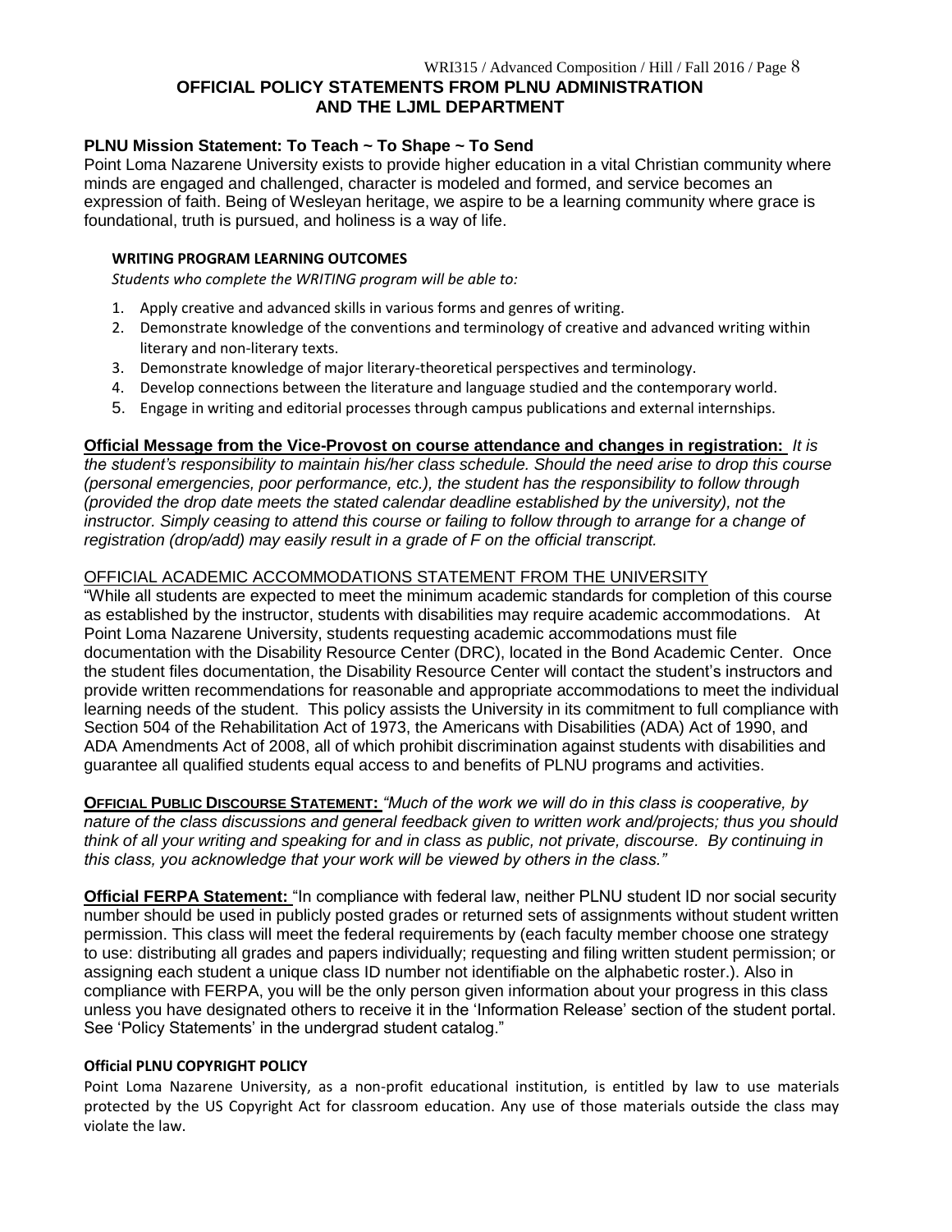# OFFICIAL POLICY STATEMENTS FROM PLNU ADMINISTRATION AND THE LJML DEPARTMENT

**PLNU Mission Statement: To Teach ~ To Shape ~ To Send**

Point Loma Nazarene University exists to provide higher education in a vital Christian community where minds are engaged and challenged, character is modeled and formed, and service becomes an expression of faith. Being of Wesleyan heritage, we aspire to be a learning community where grace is foundational, truth is pursued, and holiness is a way of life.

**WRITING PROGRAM LEARNING OUTCOMES**

*Students who complete the WRITING program will be able to:*

1. Apply creative and advanced skills in various forms and genres of writing.
2. Demonstrate knowledge of the conventions and terminology of creative and advanced writing within literary and non-literary texts.
3. Demonstrate knowledge of major literary-theoretical perspectives and terminology.
4. Develop connections between the literature and language studied and the contemporary world.
5. Engage in writing and editorial processes through campus publications and external internships.

**Official Message from the Vice-Provost on course attendance and changes in registration:** *It is the student's responsibility to maintain his/her class schedule. Should the need arise to drop this course (personal emergencies, poor performance, etc.), the student has the responsibility to follow through (provided the drop date meets the stated calendar deadline established by the university), not the instructor. Simply ceasing to attend this course or failing to follow through to arrange for a change of registration (drop/add) may easily result in a grade of F on the official transcript.*

OFFICIAL ACADEMIC ACCOMMODATIONS STATEMENT FROM THE UNIVERSITY

"While all students are expected to meet the minimum academic standards for completion of this course as established by the instructor, students with disabilities may require academic accommodations. At Point Loma Nazarene University, students requesting academic accommodations must file documentation with the Disability Resource Center (DRC), located in the Bond Academic Center. Once the student files documentation, the Disability Resource Center will contact the student's instructors and provide written recommendations for reasonable and appropriate accommodations to meet the individual learning needs of the student. This policy assists the University in its commitment to full compliance with Section 504 of the Rehabilitation Act of 1973, the Americans with Disabilities (ADA) Act of 1990, and ADA Amendments Act of 2008, all of which prohibit discrimination against students with disabilities and guarantee all qualified students equal access to and benefits of PLNU programs and activities.

**OFFICIAL PUBLIC DISCOURSE STATEMENT:** *"Much of the work we will do in this class is cooperative, by nature of the class discussions and general feedback given to written work and/projects; thus you should think of all your writing and speaking for and in class as public, not private, discourse. By continuing in this class, you acknowledge that your work will be viewed by others in the class."*

**Official FERPA Statement:** "In compliance with federal law, neither PLNU student ID nor social security number should be used in publicly posted grades or returned sets of assignments without student written permission. This class will meet the federal requirements by (each faculty member choose one strategy to use: distributing all grades and papers individually; requesting and filing written student permission; or assigning each student a unique class ID number not identifiable on the alphabetic roster.). Also in compliance with FERPA, you will be the only person given information about your progress in this class unless you have designated others to receive it in the 'Information Release' section of the student portal. See 'Policy Statements' in the undergrad student catalog."

**Official PLNU COPYRIGHT POLICY**

Point Loma Nazarene University, as a non-profit educational institution, is entitled by law to use materials protected by the US Copyright Act for classroom education. Any use of those materials outside the class may violate the law.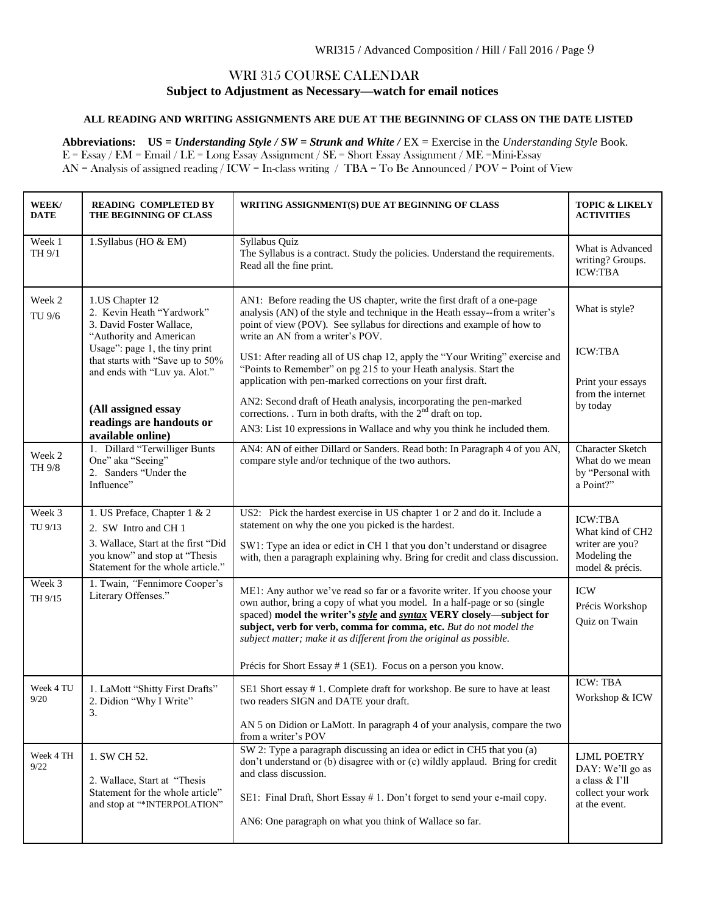## WRI 315 COURSE CALENDAR

### Subject to Adjustment as Necessary—watch for email notices

**ALL READING AND WRITING ASSIGNMENTS ARE DUE AT THE BEGINNING OF CLASS ON THE DATE LISTED**

**Abbreviations: US = *Understanding Style* / SW = *Strunk and White* /** EX = Exercise in the *Understanding Style* Book.
E = Essay / EM = Email / LE = Long Essay Assignment / SE = Short Essay Assignment / ME =Mini-Essay
AN = Analysis of assigned reading / ICW = In-class writing / TBA = To Be Announced / POV = Point of View

| WEEK/ DATE | READING COMPLETED BY THE BEGINNING OF CLASS | WRITING ASSIGNMENT(S) DUE AT BEGINNING OF CLASS | TOPIC & LIKELY ACTIVITIES |
|---|---|---|---|
| Week 1 TH 9/1 | 1.Syllabus (HO & EM) | Syllabus Quiz<br>The Syllabus is a contract. Study the policies. Understand the requirements. Read all the fine print. | What is Advanced writing? Groups. ICW:TBA |
| Week 2 TU 9/6 | 1.US Chapter 12<br>2. Kevin Heath "Yardwork"<br>3. David Foster Wallace, "Authority and American Usage": page 1, the tiny print that starts with "Save up to 50% and ends with "Luv ya. Alot."<br><br>**(All assigned essay readings are handouts or available online)** | AN1: Before reading the US chapter, write the first draft of a one-page analysis (AN) of the style and technique in the Heath essay--from a writer's point of view (POV). See syllabus for directions and example of how to write an AN from a writer's POV.<br>US1: After reading all of US chap 12, apply the "Your Writing" exercise and "Points to Remember" on pg 215 to your Heath analysis. Start the application with pen-marked corrections on your first draft.<br>AN2: Second draft of Heath analysis, incorporating the pen-marked corrections. . Turn in both drafts, with the 2nd draft on top.<br>AN3: List 10 expressions in Wallace and why you think he included them. | What is style?<br><br>ICW:TBA<br><br>Print your essays from the internet by today |
| Week 2 TH 9/8 | 1. Dillard "Terwilliger Bunts One" aka "Seeing"<br>2. Sanders "Under the Influence" | AN4: AN of either Dillard or Sanders. Read both: In Paragraph 4 of you AN, compare style and/or technique of the two authors. | Character Sketch What do we mean by "Personal with a Point?" |
| Week 3 TU 9/13 | 1. US Preface, Chapter 1 & 2<br>2. SW Intro and CH 1<br>3. Wallace, Start at the first "Did you know" and stop at "Thesis Statement for the whole article." | US2: Pick the hardest exercise in US chapter 1 or 2 and do it. Include a statement on why the one you picked is the hardest.<br>SW1: Type an idea or edict in CH 1 that you don't understand or disagree with, then a paragraph explaining why. Bring for credit and class discussion. | ICW:TBA<br>What kind of CH2 writer are you? Modeling the model & précis. |
| Week 3 TH 9/15 | 1. Twain, *"*Fennimore Cooper's Literary Offenses." | ME1: Any author we've read so far or a favorite writer. If you choose your own author, bring a copy of what you model. In a half-page or so (single spaced) **model the writer's *style* and *syntax* VERY closely—subject for subject, verb for verb, comma for comma, etc.** *But do not model the subject matter; make it as different from the original as possible.*<br><br>Précis for Short Essay # 1 (SE1). Focus on a person you know. | ICW<br>Précis Workshop<br>Quiz on Twain |
| Week 4 TU 9/20 | 1. LaMott "Shitty First Drafts"<br>2. Didion "Why I Write"<br>3. | SE1 Short essay # 1. Complete draft for workshop. Be sure to have at least two readers SIGN and DATE your draft.<br><br>AN 5 on Didion or LaMott. In paragraph 4 of your analysis, compare the two from a writer's POV | ICW: TBA<br>Workshop & ICW |
| Week 4 TH 9/22 | 1. SW CH 52.<br><br>2. Wallace, Start at "Thesis Statement for the whole article" and stop at "*INTERPOLATION" | SW 2: Type a paragraph discussing an idea or edict in CH5 that you (a) don't understand or (b) disagree with or (c) wildly applaud. Bring for credit and class discussion.<br><br>SE1: Final Draft, Short Essay # 1. Don't forget to send your e-mail copy.<br><br>AN6: One paragraph on what you think of Wallace so far. | LJML POETRY DAY: We'll go as a class & I'll collect your work at the event. |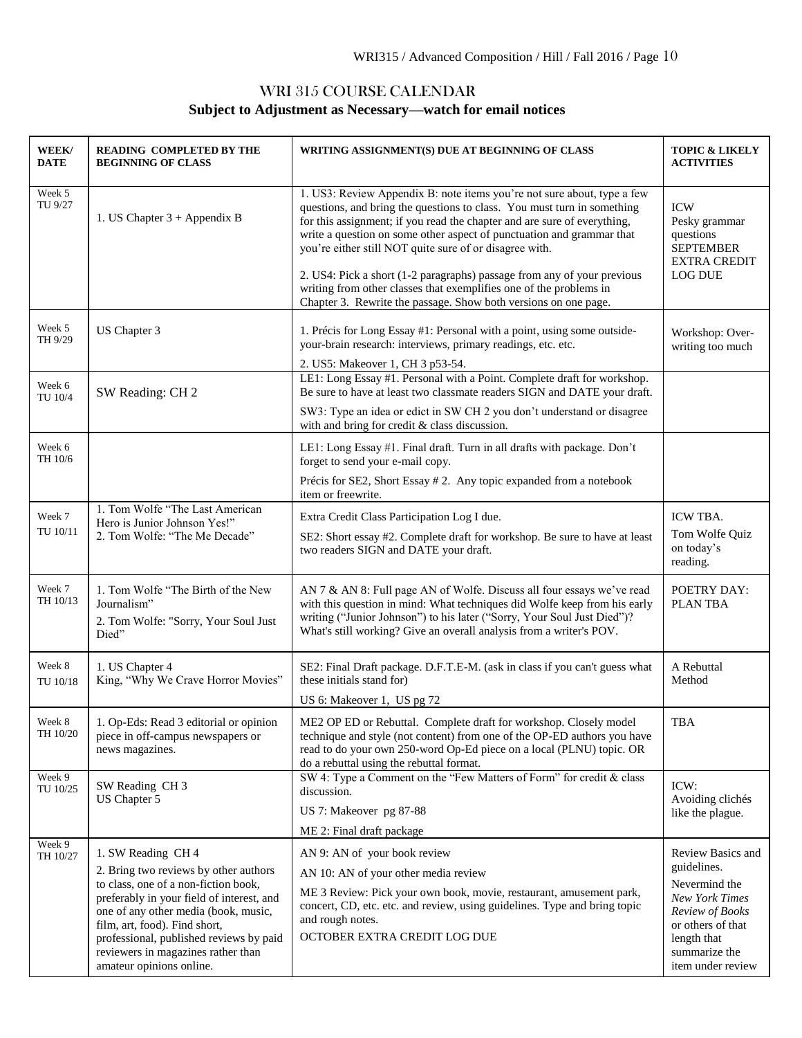# WRI 315 COURSE CALENDAR

## Subject to Adjustment as Necessary—watch for email notices

| WEEK/ DATE | READING COMPLETED BY THE BEGINNING OF CLASS | WRITING ASSIGNMENT(S) DUE AT BEGINNING OF CLASS | TOPIC & LIKELY ACTIVITIES |
|---|---|---|---|
| Week 5 TU 9/27 | 1. US Chapter 3 + Appendix B | 1. US3: Review Appendix B: note items you're not sure about, type a few questions, and bring the questions to class. You must turn in something for this assignment; if you read the chapter and are sure of everything, write a question on some other aspect of punctuation and grammar that you're either still NOT quite sure of or disagree with.<br><br>2. US4: Pick a short (1-2 paragraphs) passage from any of your previous writing from other classes that exemplifies one of the problems in Chapter 3. Rewrite the passage. Show both versions on one page. | ICW<br>Pesky grammar questions<br>SEPTEMBER EXTRA CREDIT LOG DUE |
| Week 5 TH 9/29 | US Chapter 3 | 1. Précis for Long Essay #1: Personal with a point, using some outside-your-brain research: interviews, primary readings, etc. etc.<br><br>2. US5: Makeover 1, CH 3 p53-54. | Workshop: Over-writing too much |
| Week 6 TU 10/4 | SW Reading: CH 2 | LE1: Long Essay #1. Personal with a Point. Complete draft for workshop. Be sure to have at least two classmate readers SIGN and DATE your draft.<br><br>SW3: Type an idea or edict in SW CH 2 you don't understand or disagree with and bring for credit & class discussion. | |
| Week 6 TH 10/6 | | LE1: Long Essay #1. Final draft. Turn in all drafts with package. Don't forget to send your e-mail copy.<br><br>Précis for SE2, Short Essay # 2. Any topic expanded from a notebook item or freewrite. | |
| Week 7 TU 10/11 | 1. Tom Wolfe "The Last American Hero is Junior Johnson Yes!"<br>2. Tom Wolfe: "The Me Decade" | Extra Credit Class Participation Log I due.<br><br>SE2: Short essay #2. Complete draft for workshop. Be sure to have at least two readers SIGN and DATE your draft. | ICW TBA.<br>Tom Wolfe Quiz on today's reading. |
| Week 7 TH 10/13 | 1. Tom Wolfe "The Birth of the New Journalism"<br>2. Tom Wolfe: "Sorry, Your Soul Just Died" | AN 7 & AN 8: Full page AN of Wolfe. Discuss all four essays we've read with this question in mind: What techniques did Wolfe keep from his early writing ("Junior Johnson") to his later ("Sorry, Your Soul Just Died")? What's still working? Give an overall analysis from a writer's POV. | POETRY DAY: PLAN TBA |
| Week 8 TU 10/18 | 1. US Chapter 4<br>King, "Why We Crave Horror Movies" | SE2: Final Draft package. D.F.T.E-M. (ask in class if you can't guess what these initials stand for)<br><br>US 6: Makeover 1, US pg 72 | A Rebuttal Method |
| Week 8 TH 10/20 | 1. Op-Eds: Read 3 editorial or opinion piece in off-campus newspapers or news magazines. | ME2 OP ED or Rebuttal. Complete draft for workshop. Closely model technique and style (not content) from one of the OP-ED authors you have read to do your own 250-word Op-Ed piece on a local (PLNU) topic. OR do a rebuttal using the rebuttal format. | TBA |
| Week 9 TU 10/25 | SW Reading CH 3<br>US Chapter 5 | SW 4: Type a Comment on the "Few Matters of Form" for credit & class discussion.<br><br>US 7: Makeover pg 87-88<br><br>ME 2: Final draft package | ICW:<br>Avoiding clichés like the plague. |
| Week 9 TH 10/27 | 1. SW Reading CH 4<br>2. Bring two reviews by other authors to class, one of a non-fiction book, preferably in your field of interest, and one of any other media (book, music, film, art, food). Find short, professional, published reviews by paid reviewers in magazines rather than amateur opinions online. | AN 9: AN of your book review<br><br>AN 10: AN of your other media review<br><br>ME 3 Review: Pick your own book, movie, restaurant, amusement park, concert, CD, etc. etc. and review, using guidelines. Type and bring topic and rough notes.<br><br>OCTOBER EXTRA CREDIT LOG DUE | Review Basics and guidelines.<br>Nevermind the *New York Times Review of Books* or others of that length that summarize the item under review |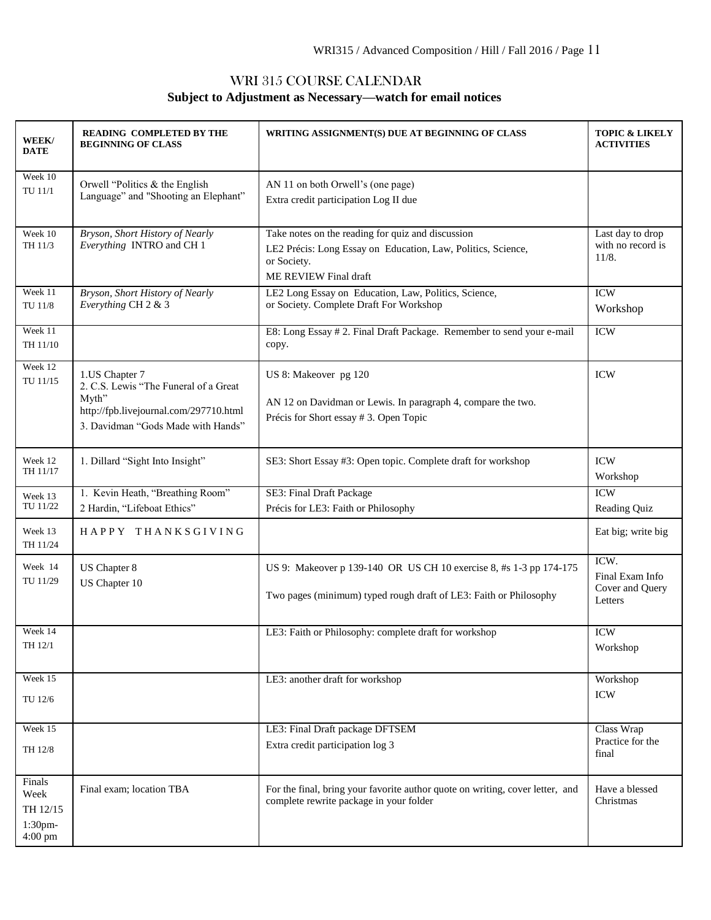# WRI 315 COURSE CALENDAR

**Subject to Adjustment as Necessary—watch for email notices**

| WEEK/ DATE | READING COMPLETED BY THE BEGINNING OF CLASS | WRITING ASSIGNMENT(S) DUE AT BEGINNING OF CLASS | TOPIC & LIKELY ACTIVITIES |
|---|---|---|---|
| Week 10 TU 11/1 | Orwell "Politics & the English Language" and "Shooting an Elephant" | AN 11 on both Orwell's (one page)<br>Extra credit participation Log II due | |
| Week 10 TH 11/3 | *Bryson, Short History of Nearly Everything* INTRO and CH 1 | Take notes on the reading for quiz and discussion<br>LE2 Précis: Long Essay on Education, Law, Politics, Science, or Society.<br>ME REVIEW Final draft | Last day to drop with no record is 11/8. |
| Week 11 TU 11/8 | *Bryson, Short History of Nearly Everything* CH 2 & 3 | LE2 Long Essay on Education, Law, Politics, Science, or Society. Complete Draft For Workshop | ICW<br>Workshop |
| Week 11 TH 11/10 | | E8: Long Essay # 2. Final Draft Package. Remember to send your e-mail copy. | ICW |
| Week 12 TU 11/15 | 1.US Chapter 7<br>2. C.S. Lewis "The Funeral of a Great Myth" http://fpb.livejournal.com/297710.html<br>3. Davidman "Gods Made with Hands" | US 8: Makeover pg 120<br>AN 12 on Davidman or Lewis. In paragraph 4, compare the two.<br>Précis for Short essay # 3. Open Topic | ICW |
| Week 12 TH 11/17 | 1. Dillard "Sight Into Insight" | SE3: Short Essay #3: Open topic. Complete draft for workshop | ICW<br>Workshop |
| Week 13 TU 11/22 | 1. Kevin Heath, "Breathing Room"<br>2 Hardin, "Lifeboat Ethics" | SE3: Final Draft Package<br>Précis for LE3: Faith or Philosophy | ICW<br>Reading Quiz |
| Week 13 TH 11/24 | H A P P Y T H A N K S G I V I N G | | Eat big; write big |
| Week 14 TU 11/29 | US Chapter 8<br>US Chapter 10 | US 9: Makeover p 139-140 OR US CH 10 exercise 8, #s 1-3 pp 174-175<br>Two pages (minimum) typed rough draft of LE3: Faith or Philosophy | ICW.<br>Final Exam Info Cover and Query Letters |
| Week 14 TH 12/1 | | LE3: Faith or Philosophy: complete draft for workshop | ICW<br>Workshop |
| Week 15 TU 12/6 | | LE3: another draft for workshop | Workshop<br>ICW |
| Week 15 TH 12/8 | | LE3: Final Draft package DFTSEM<br>Extra credit participation log 3 | Class Wrap Practice for the final |
| Finals Week TH 12/15 1:30pm-4:00 pm | Final exam; location TBA | For the final, bring your favorite author quote on writing, cover letter, and complete rewrite package in your folder | Have a blessed Christmas |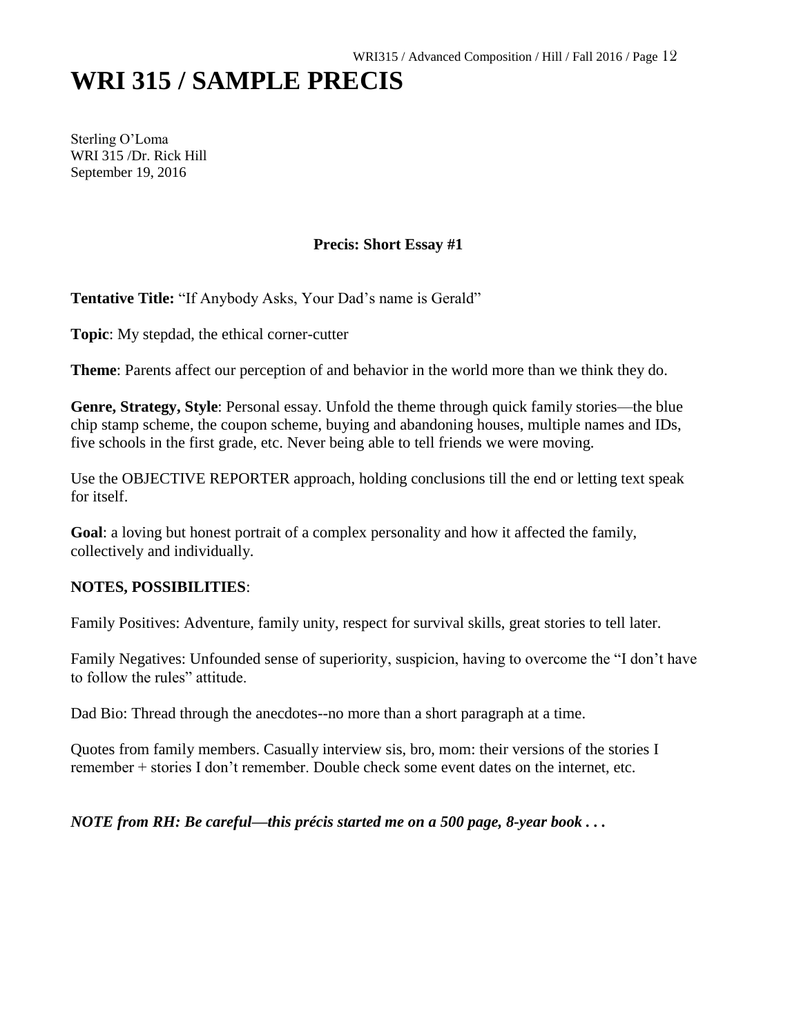# WRI 315 / SAMPLE PRECIS

Sterling O'Loma
WRI 315 /Dr. Rick Hill
September 19, 2016

**Precis: Short Essay #1**

**Tentative Title:** "If Anybody Asks, Your Dad's name is Gerald"

**Topic**: My stepdad, the ethical corner-cutter

**Theme**: Parents affect our perception of and behavior in the world more than we think they do.

**Genre, Strategy, Style**: Personal essay. Unfold the theme through quick family stories—the blue chip stamp scheme, the coupon scheme, buying and abandoning houses, multiple names and IDs, five schools in the first grade, etc. Never being able to tell friends we were moving.

Use the OBJECTIVE REPORTER approach, holding conclusions till the end or letting text speak for itself.

**Goal**: a loving but honest portrait of a complex personality and how it affected the family, collectively and individually.

**NOTES, POSSIBILITIES**:

Family Positives: Adventure, family unity, respect for survival skills, great stories to tell later.

Family Negatives: Unfounded sense of superiority, suspicion, having to overcome the "I don't have to follow the rules" attitude.

Dad Bio: Thread through the anecdotes--no more than a short paragraph at a time.

Quotes from family members. Casually interview sis, bro, mom: their versions of the stories I remember + stories I don't remember. Double check some event dates on the internet, etc.

***NOTE from RH: Be careful—this précis started me on a 500 page, 8-year book . . .***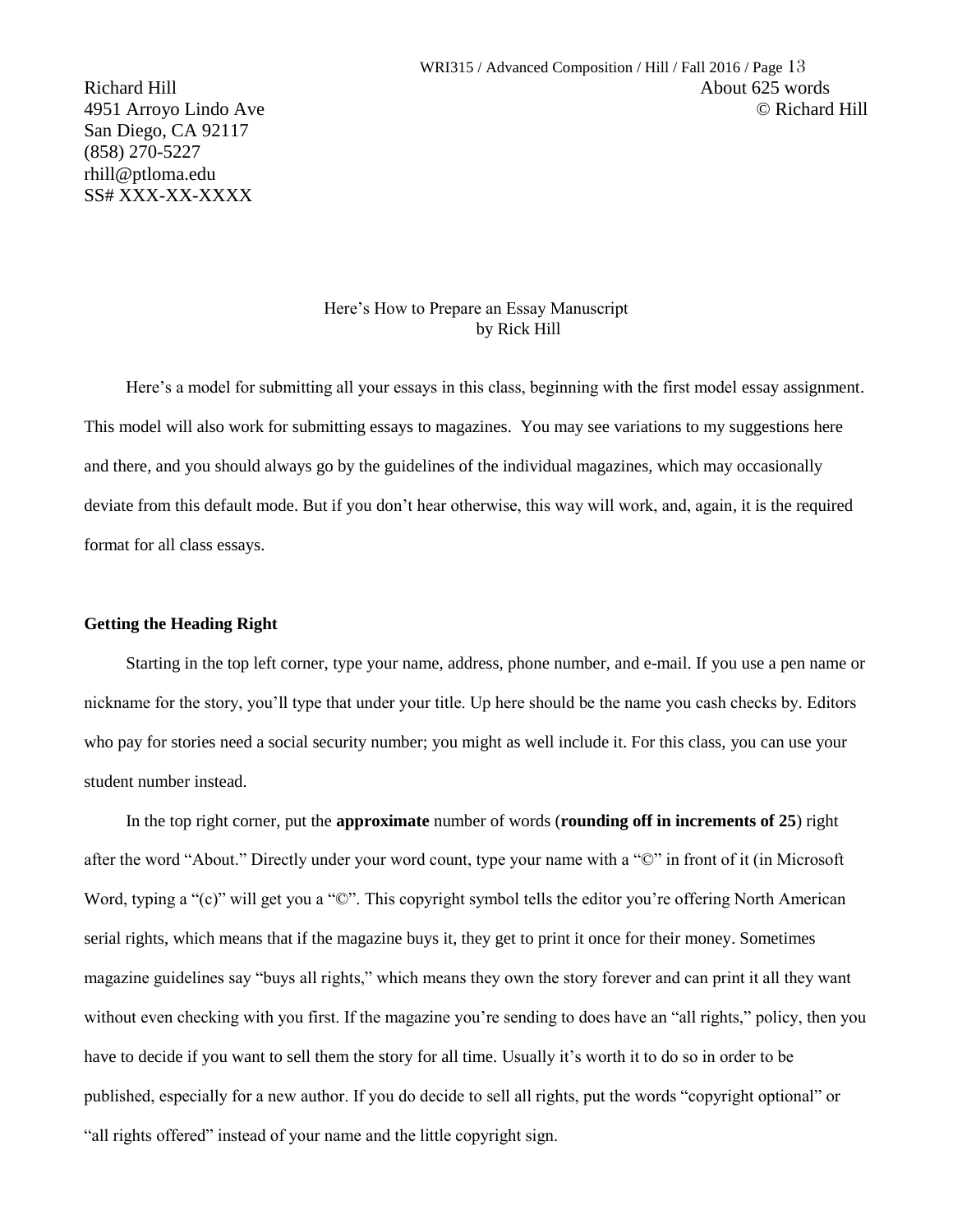Richard Hill
4951 Arroyo Lindo Ave
San Diego, CA 92117
(858) 270-5227
rhill@ptloma.edu
SS# XXX-XX-XXXX

About 625 words
© Richard Hill

Here's How to Prepare an Essay Manuscript
by Rick Hill

Here's a model for submitting all your essays in this class, beginning with the first model essay assignment. This model will also work for submitting essays to magazines. You may see variations to my suggestions here and there, and you should always go by the guidelines of the individual magazines, which may occasionally deviate from this default mode. But if you don't hear otherwise, this way will work, and, again, it is the required format for all class essays.

**Getting the Heading Right**

Starting in the top left corner, type your name, address, phone number, and e-mail. If you use a pen name or nickname for the story, you'll type that under your title. Up here should be the name you cash checks by. Editors who pay for stories need a social security number; you might as well include it. For this class, you can use your student number instead.

In the top right corner, put the **approximate** number of words (**rounding off in increments of 25**) right after the word "About." Directly under your word count, type your name with a "©" in front of it (in Microsoft Word, typing a "(c)" will get you a "©". This copyright symbol tells the editor you're offering North American serial rights, which means that if the magazine buys it, they get to print it once for their money. Sometimes magazine guidelines say "buys all rights," which means they own the story forever and can print it all they want without even checking with you first. If the magazine you're sending to does have an "all rights," policy, then you have to decide if you want to sell them the story for all time. Usually it's worth it to do so in order to be published, especially for a new author. If you do decide to sell all rights, put the words "copyright optional" or "all rights offered" instead of your name and the little copyright sign.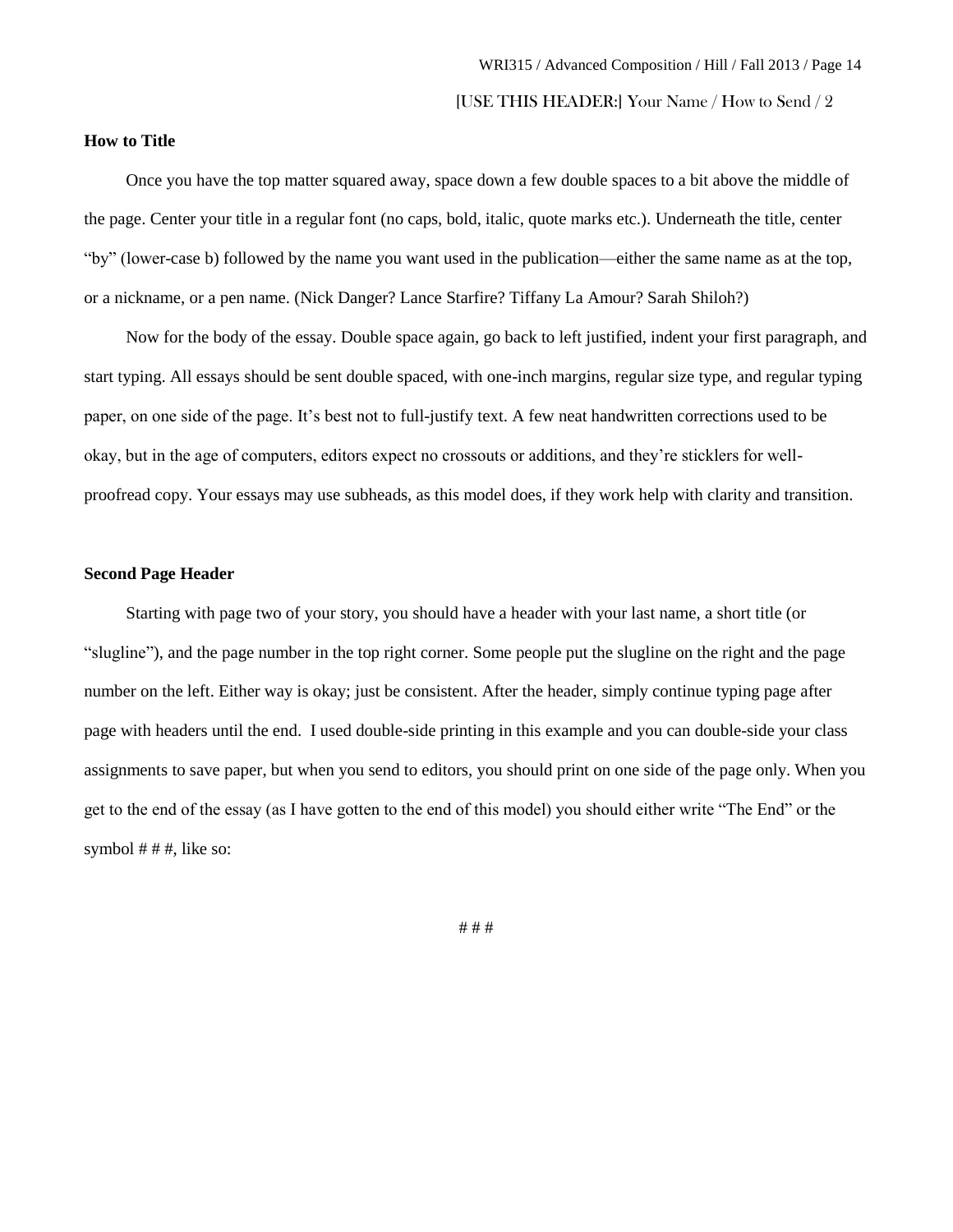[USE THIS HEADER:] Your Name / How to Send / 2

**How to Title**

Once you have the top matter squared away, space down a few double spaces to a bit above the middle of the page. Center your title in a regular font (no caps, bold, italic, quote marks etc.). Underneath the title, center "by" (lower-case b) followed by the name you want used in the publication—either the same name as at the top, or a nickname, or a pen name. (Nick Danger? Lance Starfire? Tiffany La Amour? Sarah Shiloh?)

Now for the body of the essay. Double space again, go back to left justified, indent your first paragraph, and start typing. All essays should be sent double spaced, with one-inch margins, regular size type, and regular typing paper, on one side of the page. It's best not to full-justify text. A few neat handwritten corrections used to be okay, but in the age of computers, editors expect no crossouts or additions, and they're sticklers for well-proofread copy. Your essays may use subheads, as this model does, if they work help with clarity and transition.

**Second Page Header**

Starting with page two of your story, you should have a header with your last name, a short title (or "slugline"), and the page number in the top right corner. Some people put the slugline on the right and the page number on the left. Either way is okay; just be consistent. After the header, simply continue typing page after page with headers until the end. I used double-side printing in this example and you can double-side your class assignments to save paper, but when you send to editors, you should print on one side of the page only. When you get to the end of the essay (as I have gotten to the end of this model) you should either write "The End" or the symbol # # #, like so:

<center># # #</center>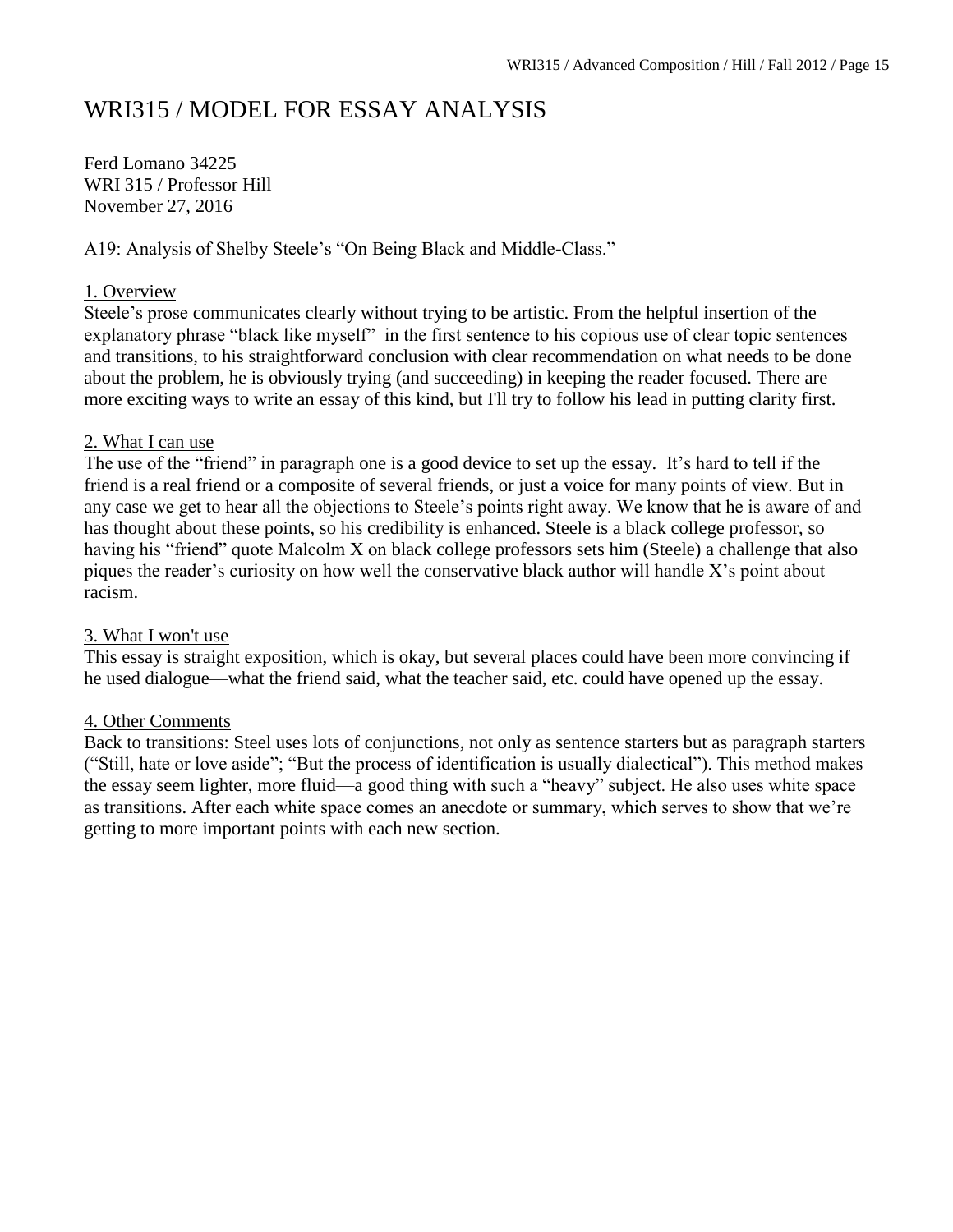# WRI315 / MODEL FOR ESSAY ANALYSIS

Ferd Lomano 34225
WRI 315 / Professor Hill
November 27, 2016

A19: Analysis of Shelby Steele's "On Being Black and Middle-Class."

<u>1. Overview</u>

Steele's prose communicates clearly without trying to be artistic. From the helpful insertion of the explanatory phrase "black like myself" in the first sentence to his copious use of clear topic sentences and transitions, to his straightforward conclusion with clear recommendation on what needs to be done about the problem, he is obviously trying (and succeeding) in keeping the reader focused. There are more exciting ways to write an essay of this kind, but I'll try to follow his lead in putting clarity first.

<u>2. What I can use</u>

The use of the "friend" in paragraph one is a good device to set up the essay. It's hard to tell if the friend is a real friend or a composite of several friends, or just a voice for many points of view. But in any case we get to hear all the objections to Steele's points right away. We know that he is aware of and has thought about these points, so his credibility is enhanced. Steele is a black college professor, so having his "friend" quote Malcolm X on black college professors sets him (Steele) a challenge that also piques the reader's curiosity on how well the conservative black author will handle X's point about racism.

<u>3. What I won't use</u>

This essay is straight exposition, which is okay, but several places could have been more convincing if he used dialogue—what the friend said, what the teacher said, etc. could have opened up the essay.

<u>4. Other Comments</u>

Back to transitions: Steel uses lots of conjunctions, not only as sentence starters but as paragraph starters ("Still, hate or love aside"; "But the process of identification is usually dialectical"). This method makes the essay seem lighter, more fluid—a good thing with such a "heavy" subject. He also uses white space as transitions. After each white space comes an anecdote or summary, which serves to show that we're getting to more important points with each new section.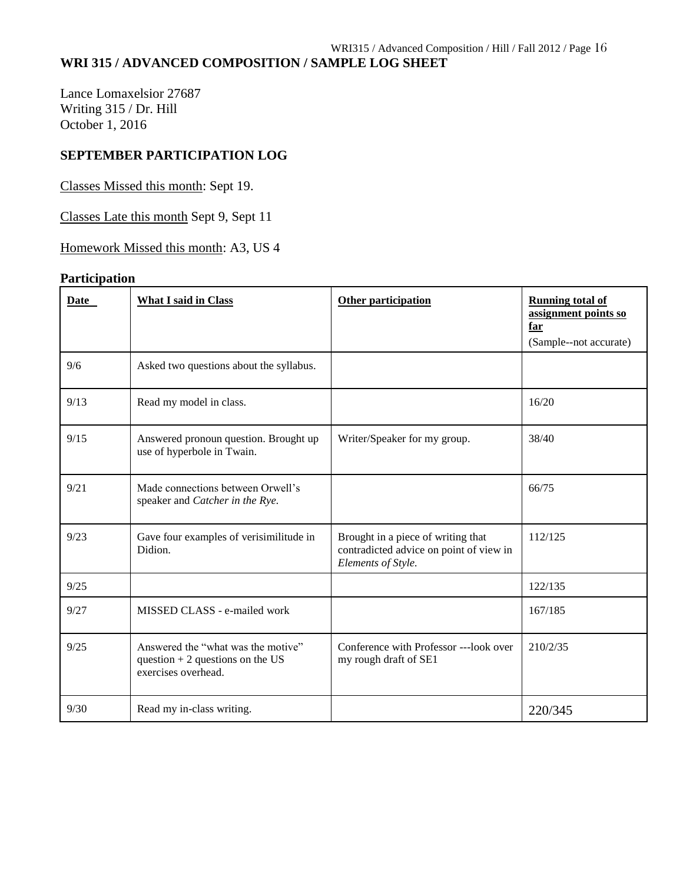**WRI 315 / ADVANCED COMPOSITION / SAMPLE LOG SHEET**

Lance Lomaxelsior 27687
Writing 315 / Dr. Hill
October 1, 2016

**SEPTEMBER PARTICIPATION LOG**

Classes Missed this month: Sept 19.

Classes Late this month Sept 9, Sept 11

Homework Missed this month: A3, US 4

**Participation**

| Date | What I said in Class | Other participation | Running total of assignment points so far (Sample--not accurate) |
|---|---|---|---|
| 9/6 | Asked two questions about the syllabus. | | |
| 9/13 | Read my model in class. | | 16/20 |
| 9/15 | Answered pronoun question. Brought up use of hyperbole in Twain. | Writer/Speaker for my group. | 38/40 |
| 9/21 | Made connections between Orwell's speaker and *Catcher in the Rye.* | | 66/75 |
| 9/23 | Gave four examples of verisimilitude in Didion. | Brought in a piece of writing that contradicted advice on point of view in *Elements of Style.* | 112/125 |
| 9/25 | | | 122/135 |
| 9/27 | MISSED CLASS - e-mailed work | | 167/185 |
| 9/25 | Answered the "what was the motive" question + 2 questions on the US exercises overhead. | Conference with Professor ---look over my rough draft of SE1 | 210/2/35 |
| 9/30 | Read my in-class writing. | | 220/345 |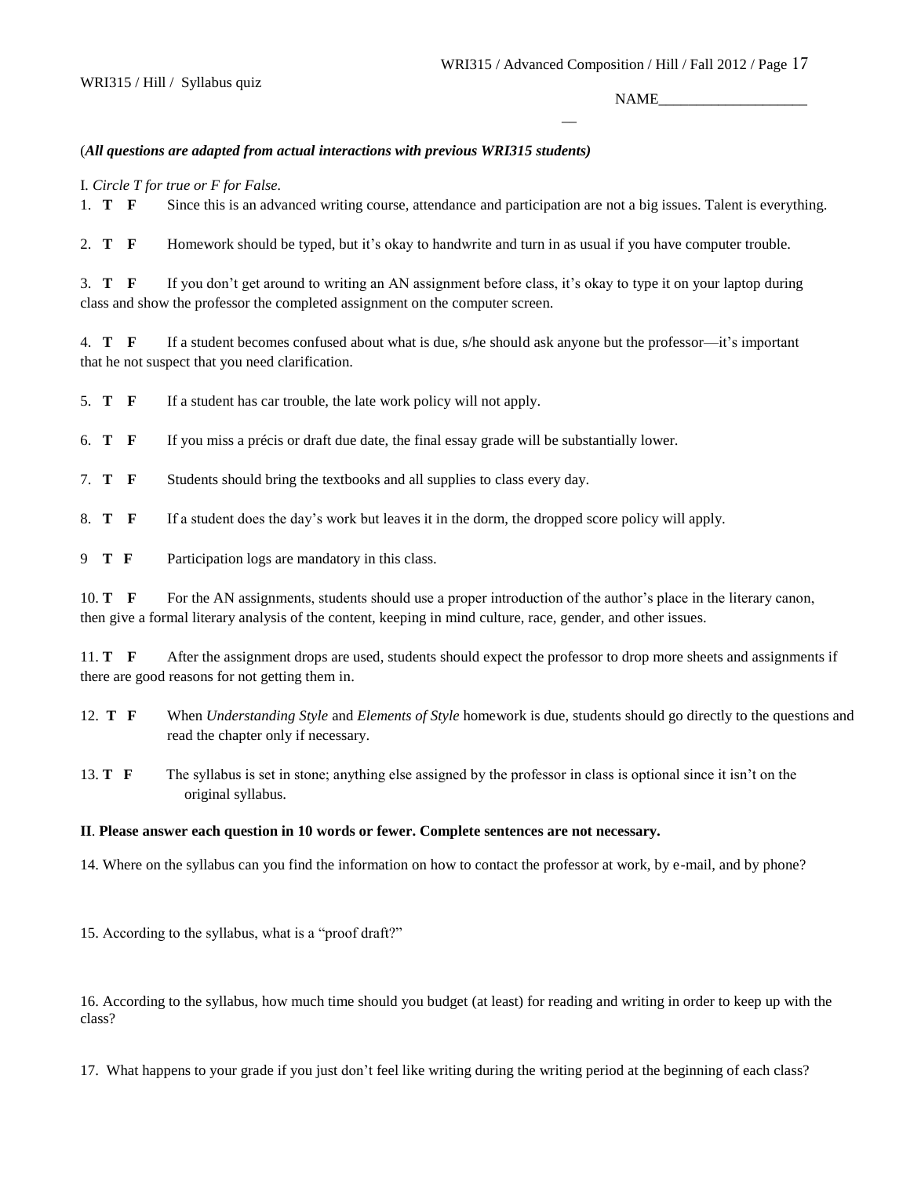WRI315 / Hill / Syllabus quiz

NAME____________________

(***All questions are adapted from actual interactions with previous WRI315 students)***

I. *Circle T for true or F for False.*

1. **T F** Since this is an advanced writing course, attendance and participation are not a big issues. Talent is everything.

2. **T F** Homework should be typed, but it's okay to handwrite and turn in as usual if you have computer trouble.

3. **T F** If you don't get around to writing an AN assignment before class, it's okay to type it on your laptop during class and show the professor the completed assignment on the computer screen.

4. **T F** If a student becomes confused about what is due, s/he should ask anyone but the professor—it's important that he not suspect that you need clarification.

5. **T F** If a student has car trouble, the late work policy will not apply.

6. **T F** If you miss a précis or draft due date, the final essay grade will be substantially lower.

7. **T F** Students should bring the textbooks and all supplies to class every day.

8. **T F** If a student does the day's work but leaves it in the dorm, the dropped score policy will apply.

9 **T F** Participation logs are mandatory in this class.

10. **T F** For the AN assignments, students should use a proper introduction of the author's place in the literary canon, then give a formal literary analysis of the content, keeping in mind culture, race, gender, and other issues.

11. **T F** After the assignment drops are used, students should expect the professor to drop more sheets and assignments if there are good reasons for not getting them in.

12. **T F** When *Understanding Style* and *Elements of Style* homework is due, students should go directly to the questions and read the chapter only if necessary.

13. **T F** The syllabus is set in stone; anything else assigned by the professor in class is optional since it isn't on the original syllabus.

**II**. **Please answer each question in 10 words or fewer. Complete sentences are not necessary.**

14. Where on the syllabus can you find the information on how to contact the professor at work, by e-mail, and by phone?

15. According to the syllabus, what is a "proof draft?"

16. According to the syllabus, how much time should you budget (at least) for reading and writing in order to keep up with the class?

17. What happens to your grade if you just don't feel like writing during the writing period at the beginning of each class?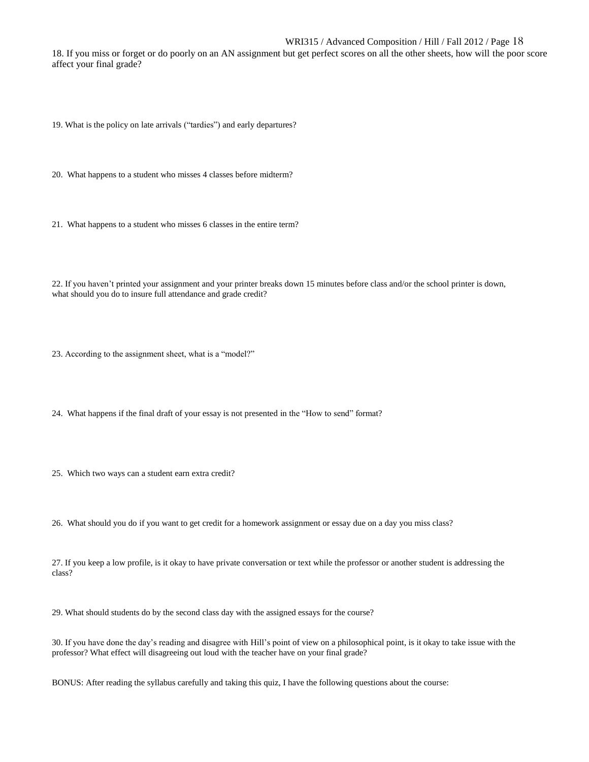18. If you miss or forget or do poorly on an AN assignment but get perfect scores on all the other sheets, how will the poor score affect your final grade?

19. What is the policy on late arrivals ("tardies") and early departures?

20. What happens to a student who misses 4 classes before midterm?

21. What happens to a student who misses 6 classes in the entire term?

22. If you haven't printed your assignment and your printer breaks down 15 minutes before class and/or the school printer is down, what should you do to insure full attendance and grade credit?

23. According to the assignment sheet, what is a "model?"

24. What happens if the final draft of your essay is not presented in the "How to send" format?

25. Which two ways can a student earn extra credit?

26. What should you do if you want to get credit for a homework assignment or essay due on a day you miss class?

27. If you keep a low profile, is it okay to have private conversation or text while the professor or another student is addressing the class?

29. What should students do by the second class day with the assigned essays for the course?

30. If you have done the day's reading and disagree with Hill's point of view on a philosophical point, is it okay to take issue with the professor? What effect will disagreeing out loud with the teacher have on your final grade?

BONUS: After reading the syllabus carefully and taking this quiz, I have the following questions about the course: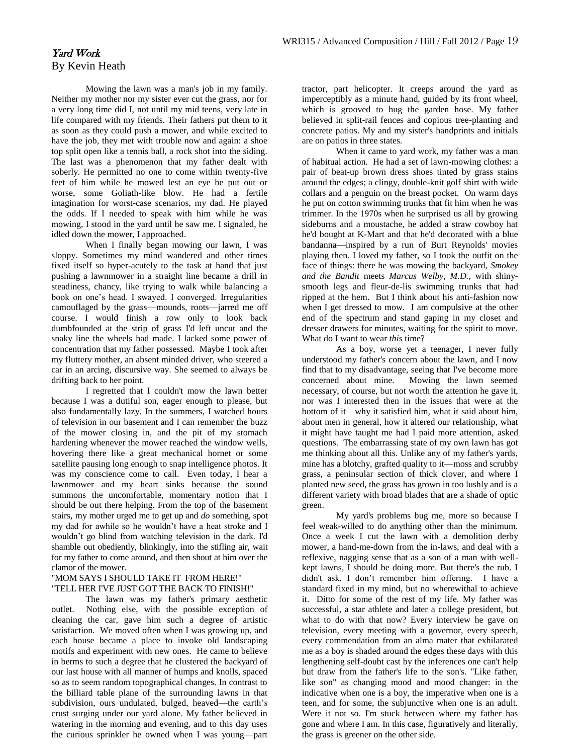# *Yard Work*

By Kevin Heath

Mowing the lawn was a man's job in my family. Neither my mother nor my sister ever cut the grass, nor for a very long time did I, not until my mid teens, very late in life compared with my friends. Their fathers put them to it as soon as they could push a mower, and while excited to have the job, they met with trouble now and again: a shoe top split open like a tennis ball, a rock shot into the siding. The last was a phenomenon that my father dealt with soberly. He permitted no one to come within twenty-five feet of him while he mowed lest an eye be put out or worse, some Goliath-like blow. He had a fertile imagination for worst-case scenarios, my dad. He played the odds. If I needed to speak with him while he was mowing, I stood in the yard until he saw me. I signaled, he idled down the mower, I approached.

When I finally began mowing our lawn, I was sloppy. Sometimes my mind wandered and other times fixed itself so hyper-acutely to the task at hand that just pushing a lawnmower in a straight line became a drill in steadiness, chancy, like trying to walk while balancing a book on one's head. I swayed. I converged. Irregularities camouflaged by the grass—mounds, roots—jarred me off course. I would finish a row only to look back dumbfounded at the strip of grass I'd left uncut and the snaky line the wheels had made. I lacked some power of concentration that my father possessed. Maybe I took after my fluttery mother, an absent minded driver, who steered a car in an arcing, discursive way. She seemed to always be drifting back to her point.

I regretted that I couldn't mow the lawn better because I was a dutiful son, eager enough to please, but also fundamentally lazy. In the summers, I watched hours of television in our basement and I can remember the buzz of the mower closing in, and the pit of my stomach hardening whenever the mower reached the window wells, hovering there like a great mechanical hornet or some satellite pausing long enough to snap intelligence photos. It was my conscience come to call. Even today, I hear a lawnmower and my heart sinks because the sound summons the uncomfortable, momentary notion that I should be out there helping. From the top of the basement stairs, my mother urged me to get up and *do* something, spot my dad for awhile so he wouldn't have a heat stroke and I wouldn't go blind from watching television in the dark. I'd shamble out obediently, blinkingly, into the stifling air, wait for my father to come around, and then shout at him over the clamor of the mower.

"MOM SAYS I SHOULD TAKE IT FROM HERE!"

"TELL HER I'VE JUST GOT THE BACK TO FINISH!"

The lawn was my father's primary aesthetic outlet. Nothing else, with the possible exception of cleaning the car, gave him such a degree of artistic satisfaction. We moved often when I was growing up, and each house became a place to invoke old landscaping motifs and experiment with new ones. He came to believe in berms to such a degree that he clustered the backyard of our last house with all manner of humps and knolls, spaced so as to seem random topographical changes. In contrast to the billiard table plane of the surrounding lawns in that subdivision, ours undulated, bulged, heaved—the earth's crust surging under our yard alone. My father believed in watering in the morning and evening, and to this day uses the curious sprinkler he owned when I was young—part tractor, part helicopter. It creeps around the yard as imperceptibly as a minute hand, guided by its front wheel, which is grooved to hug the garden hose. My father believed in split-rail fences and copious tree-planting and concrete patios. My and my sister's handprints and initials are on patios in three states.

When it came to yard work, my father was a man of habitual action. He had a set of lawn-mowing clothes: a pair of beat-up brown dress shoes tinted by grass stains around the edges; a clingy, double-knit golf shirt with wide collars and a penguin on the breast pocket. On warm days he put on cotton swimming trunks that fit him when he was trimmer. In the 1970s when he surprised us all by growing sideburns and a moustache, he added a straw cowboy hat he'd bought at K-Mart and that he'd decorated with a blue bandanna—inspired by a run of Burt Reynolds' movies playing then. I loved my father, so I took the outfit on the face of things: there he was mowing the backyard, *Smokey and the Bandit* meets *Marcus Welby, M.D.*, with shiny-smooth legs and fleur-de-lis swimming trunks that had ripped at the hem. But I think about his anti-fashion now when I get dressed to mow. I am compulsive at the other end of the spectrum and stand gaping in my closet and dresser drawers for minutes, waiting for the spirit to move. What do I want to wear *this* time?

As a boy, worse yet a teenager, I never fully understood my father's concern about the lawn, and I now find that to my disadvantage, seeing that I've become more concerned about mine. Mowing the lawn seemed necessary, of course, but not worth the attention he gave it, nor was I interested then in the issues that were at the bottom of it—why it satisfied him, what it said about him, about men in general, how it altered our relationship, what it might have taught me had I paid more attention, asked questions. The embarrassing state of my own lawn has got me thinking about all this. Unlike any of my father's yards, mine has a blotchy, grafted quality to it—moss and scrubby grass, a peninsular section of thick clover, and where I planted new seed, the grass has grown in too lushly and is a different variety with broad blades that are a shade of optic green.

My yard's problems bug me, more so because I feel weak-willed to do anything other than the minimum. Once a week I cut the lawn with a demolition derby mower, a hand-me-down from the in-laws, and deal with a reflexive, nagging sense that as a son of a man with well-kept lawns, I should be doing more. But there's the rub. I didn't ask. I don't remember him offering. I have a standard fixed in my mind, but no wherewithal to achieve it. Ditto for some of the rest of my life. My father was successful, a star athlete and later a college president, but what to do with that now? Every interview he gave on television, every meeting with a governor, every speech, every commendation from an alma mater that exhilarated me as a boy is shaded around the edges these days with this lengthening self-doubt cast by the inferences one can't help but draw from the father's life to the son's. "Like father, like son" as changing mood and mood changer: in the indicative when one is a boy, the imperative when one is a teen, and for some, the subjunctive when one is an adult. Were it not so. I'm stuck between where my father has gone and where I am. In this case, figuratively and literally, the grass is greener on the other side.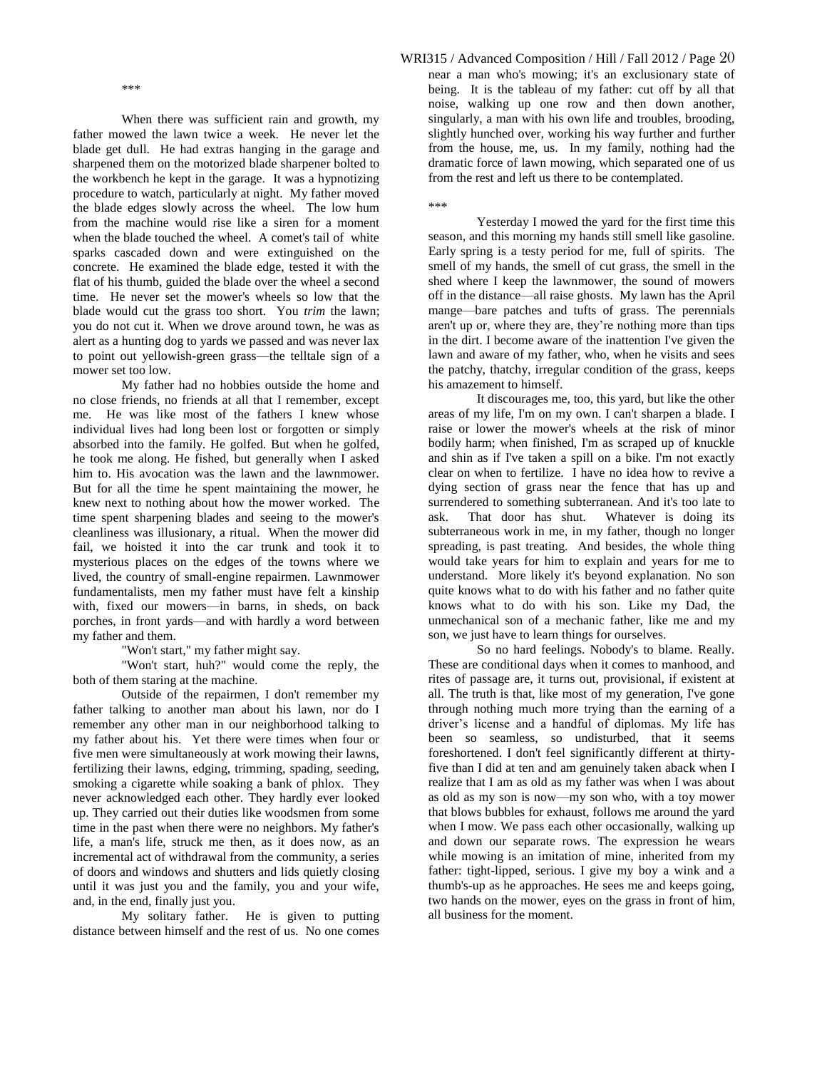\*\*\*

When there was sufficient rain and growth, my father mowed the lawn twice a week. He never let the blade get dull. He had extras hanging in the garage and sharpened them on the motorized blade sharpener bolted to the workbench he kept in the garage. It was a hypnotizing procedure to watch, particularly at night. My father moved the blade edges slowly across the wheel. The low hum from the machine would rise like a siren for a moment when the blade touched the wheel. A comet's tail of white sparks cascaded down and were extinguished on the concrete. He examined the blade edge, tested it with the flat of his thumb, guided the blade over the wheel a second time. He never set the mower's wheels so low that the blade would cut the grass too short. You *trim* the lawn; you do not cut it. When we drove around town, he was as alert as a hunting dog to yards we passed and was never lax to point out yellowish-green grass—the telltale sign of a mower set too low.

My father had no hobbies outside the home and no close friends, no friends at all that I remember, except me. He was like most of the fathers I knew whose individual lives had long been lost or forgotten or simply absorbed into the family. He golfed. But when he golfed, he took me along. He fished, but generally when I asked him to. His avocation was the lawn and the lawnmower. But for all the time he spent maintaining the mower, he knew next to nothing about how the mower worked. The time spent sharpening blades and seeing to the mower's cleanliness was illusionary, a ritual. When the mower did fail, we hoisted it into the car trunk and took it to mysterious places on the edges of the towns where we lived, the country of small-engine repairmen. Lawnmower fundamentalists, men my father must have felt a kinship with, fixed our mowers—in barns, in sheds, on back porches, in front yards—and with hardly a word between my father and them.

"Won't start," my father might say.

"Won't start, huh?" would come the reply, the both of them staring at the machine.

Outside of the repairmen, I don't remember my father talking to another man about his lawn, nor do I remember any other man in our neighborhood talking to my father about his. Yet there were times when four or five men were simultaneously at work mowing their lawns, fertilizing their lawns, edging, trimming, spading, seeding, smoking a cigarette while soaking a bank of phlox. They never acknowledged each other. They hardly ever looked up. They carried out their duties like woodsmen from some time in the past when there were no neighbors. My father's life, a man's life, struck me then, as it does now, as an incremental act of withdrawal from the community, a series of doors and windows and shutters and lids quietly closing until it was just you and the family, you and your wife, and, in the end, finally just you.

My solitary father. He is given to putting distance between himself and the rest of us. No one comes near a man who's mowing; it's an exclusionary state of being. It is the tableau of my father: cut off by all that noise, walking up one row and then down another, singularly, a man with his own life and troubles, brooding, slightly hunched over, working his way further and further from the house, me, us. In my family, nothing had the dramatic force of lawn mowing, which separated one of us from the rest and left us there to be contemplated.

\*\*\*

Yesterday I mowed the yard for the first time this season, and this morning my hands still smell like gasoline. Early spring is a testy period for me, full of spirits. The smell of my hands, the smell of cut grass, the smell in the shed where I keep the lawnmower, the sound of mowers off in the distance—all raise ghosts. My lawn has the April mange—bare patches and tufts of grass. The perennials aren't up or, where they are, they're nothing more than tips in the dirt. I become aware of the inattention I've given the lawn and aware of my father, who, when he visits and sees the patchy, thatchy, irregular condition of the grass, keeps his amazement to himself.

It discourages me, too, this yard, but like the other areas of my life, I'm on my own. I can't sharpen a blade. I raise or lower the mower's wheels at the risk of minor bodily harm; when finished, I'm as scraped up of knuckle and shin as if I've taken a spill on a bike. I'm not exactly clear on when to fertilize. I have no idea how to revive a dying section of grass near the fence that has up and surrendered to something subterranean. And it's too late to ask. That door has shut. Whatever is doing its subterraneous work in me, in my father, though no longer spreading, is past treating. And besides, the whole thing would take years for him to explain and years for me to understand. More likely it's beyond explanation. No son quite knows what to do with his father and no father quite knows what to do with his son. Like my Dad, the unmechanical son of a mechanic father, like me and my son, we just have to learn things for ourselves.

So no hard feelings. Nobody's to blame. Really. These are conditional days when it comes to manhood, and rites of passage are, it turns out, provisional, if existent at all. The truth is that, like most of my generation, I've gone through nothing much more trying than the earning of a driver's license and a handful of diplomas. My life has been so seamless, so undisturbed, that it seems foreshortened. I don't feel significantly different at thirty-five than I did at ten and am genuinely taken aback when I realize that I am as old as my father was when I was about as old as my son is now—my son who, with a toy mower that blows bubbles for exhaust, follows me around the yard when I mow. We pass each other occasionally, walking up and down our separate rows. The expression he wears while mowing is an imitation of mine, inherited from my father: tight-lipped, serious. I give my boy a wink and a thumb's-up as he approaches. He sees me and keeps going, two hands on the mower, eyes on the grass in front of him, all business for the moment.